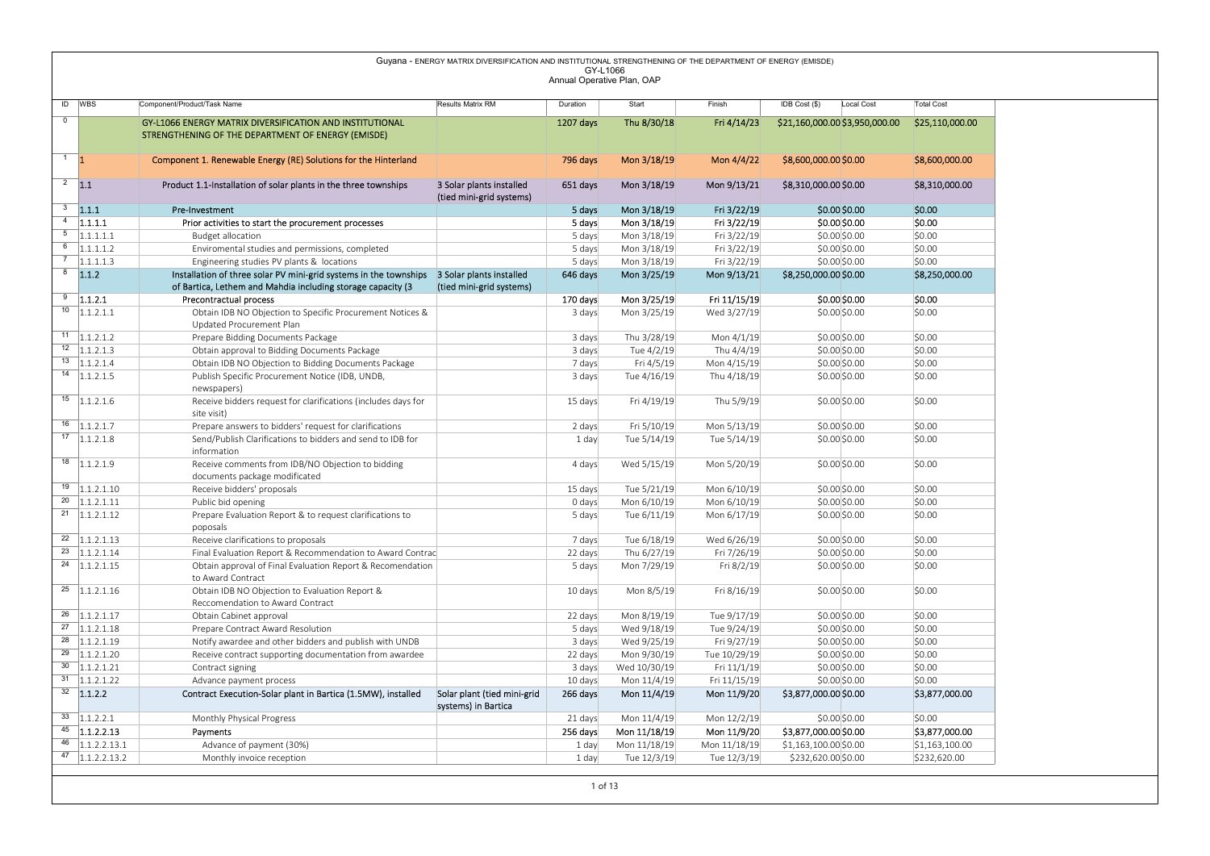# Guyana - ENERGY MATRIX DIVERSIFICATION AND INSTITUTIONAL STRENGTHENING OF THE DEPARTMENT OF ENERGY (EMISDE)

GY-L1066

Annual Operative Plan, OAP

| ID | WBS | Component/Product/Task Name | Results Matrix RM | Duration | Start | Finish | IDB Cost ($) | Local Cost | Total Cost |
|---|---|---|---|---|---|---|---|---|---|
| 0 | | GY-L1066 ENERGY MATRIX DIVERSIFICATION AND INSTITUTIONAL STRENGTHENING OF THE DEPARTMENT OF ENERGY (EMISDE) | | 1207 days | Thu 8/30/18 | Fri 4/14/23 | $21,160,000.00 | $3,950,000.00 | $25,110,000.00 |
| 1 | 1 | Component 1. Renewable Energy (RE) Solutions for the Hinterland | | 796 days | Mon 3/18/19 | Mon 4/4/22 | $8,600,000.00 | $0.00 | $8,600,000.00 |
| 2 | 1.1 | Product 1.1-Installation of solar plants in the three townships | 3 Solar plants installed (tied mini-grid systems) | 651 days | Mon 3/18/19 | Mon 9/13/21 | $8,310,000.00 | $0.00 | $8,310,000.00 |
| 3 | 1.1.1 | Pre-Investment | | 5 days | Mon 3/18/19 | Fri 3/22/19 | $0.00 | $0.00 | $0.00 |
| 4 | 1.1.1.1 | Prior activities to start the procurement processes | | 5 days | Mon 3/18/19 | Fri 3/22/19 | $0.00 | $0.00 | $0.00 |
| 5 | 1.1.1.1.1 | Budget allocation | | 5 days | Mon 3/18/19 | Fri 3/22/19 | $0.00 | $0.00 | $0.00 |
| 6 | 1.1.1.1.2 | Enviromental studies and permissions, completed | | 5 days | Mon 3/18/19 | Fri 3/22/19 | $0.00 | $0.00 | $0.00 |
| 7 | 1.1.1.1.3 | Engineering studies PV plants & locations | | 5 days | Mon 3/18/19 | Fri 3/22/19 | $0.00 | $0.00 | $0.00 |
| 8 | 1.1.2 | Installation of three solar PV mini-grid systems in the townships of Bartica, Lethem and Mahdia including storage capacity (3 | 3 Solar plants installed (tied mini-grid systems) | 646 days | Mon 3/25/19 | Mon 9/13/21 | $8,250,000.00 | $0.00 | $8,250,000.00 |
| 9 | 1.1.2.1 | Precontractual process | | 170 days | Mon 3/25/19 | Fri 11/15/19 | $0.00 | $0.00 | $0.00 |
| 10 | 1.1.2.1.1 | Obtain IDB NO Objection to Specific Procurement Notices & Updated Procurement Plan | | 3 days | Mon 3/25/19 | Wed 3/27/19 | $0.00 | $0.00 | $0.00 |
| 11 | 1.1.2.1.2 | Prepare Bidding Documents Package | | 3 days | Thu 3/28/19 | Mon 4/1/19 | $0.00 | $0.00 | $0.00 |
| 12 | 1.1.2.1.3 | Obtain approval to Bidding Documents Package | | 3 days | Tue 4/2/19 | Thu 4/4/19 | $0.00 | $0.00 | $0.00 |
| 13 | 1.1.2.1.4 | Obtain IDB NO Objection to Bidding Documents Package | | 7 days | Fri 4/5/19 | Mon 4/15/19 | $0.00 | $0.00 | $0.00 |
| 14 | 1.1.2.1.5 | Publish Specific Procurement Notice (IDB, UNDB, newspapers) | | 3 days | Tue 4/16/19 | Thu 4/18/19 | $0.00 | $0.00 | $0.00 |
| 15 | 1.1.2.1.6 | Receive bidders request for clarifications (includes days for site visit) | | 15 days | Fri 4/19/19 | Thu 5/9/19 | $0.00 | $0.00 | $0.00 |
| 16 | 1.1.2.1.7 | Prepare answers to bidders' request for clarifications | | 2 days | Fri 5/10/19 | Mon 5/13/19 | $0.00 | $0.00 | $0.00 |
| 17 | 1.1.2.1.8 | Send/Publish Clarifications to bidders and send to IDB for information | | 1 day | Tue 5/14/19 | Tue 5/14/19 | $0.00 | $0.00 | $0.00 |
| 18 | 1.1.2.1.9 | Receive comments from IDB/NO Objection to bidding documents package modificated | | 4 days | Wed 5/15/19 | Mon 5/20/19 | $0.00 | $0.00 | $0.00 |
| 19 | 1.1.2.1.10 | Receive bidders' proposals | | 15 days | Tue 5/21/19 | Mon 6/10/19 | $0.00 | $0.00 | $0.00 |
| 20 | 1.1.2.1.11 | Public bid opening | | 0 days | Mon 6/10/19 | Mon 6/10/19 | $0.00 | $0.00 | $0.00 |
| 21 | 1.1.2.1.12 | Prepare Evaluation Report & to request clarifications to poposals | | 5 days | Tue 6/11/19 | Mon 6/17/19 | $0.00 | $0.00 | $0.00 |
| 22 | 1.1.2.1.13 | Receive clarifications to proposals | | 7 days | Tue 6/18/19 | Wed 6/26/19 | $0.00 | $0.00 | $0.00 |
| 23 | 1.1.2.1.14 | Final Evaluation Report & Recommendation to Award Contrac | | 22 days | Thu 6/27/19 | Fri 7/26/19 | $0.00 | $0.00 | $0.00 |
| 24 | 1.1.2.1.15 | Obtain approval of Final Evaluation Report & Recomendation to Award Contract | | 5 days | Mon 7/29/19 | Fri 8/2/19 | $0.00 | $0.00 | $0.00 |
| 25 | 1.1.2.1.16 | Obtain IDB NO Objection to Evaluation Report & Reccomendation to Award Contract | | 10 days | Mon 8/5/19 | Fri 8/16/19 | $0.00 | $0.00 | $0.00 |
| 26 | 1.1.2.1.17 | Obtain Cabinet approval | | 22 days | Mon 8/19/19 | Tue 9/17/19 | $0.00 | $0.00 | $0.00 |
| 27 | 1.1.2.1.18 | Prepare Contract Award Resolution | | 5 days | Wed 9/18/19 | Tue 9/24/19 | $0.00 | $0.00 | $0.00 |
| 28 | 1.1.2.1.19 | Notify awardee and other bidders and publish with UNDB | | 3 days | Wed 9/25/19 | Fri 9/27/19 | $0.00 | $0.00 | $0.00 |
| 29 | 1.1.2.1.20 | Receive contract supporting documentation from awardee | | 22 days | Mon 9/30/19 | Tue 10/29/19 | $0.00 | $0.00 | $0.00 |
| 30 | 1.1.2.1.21 | Contract signing | | 3 days | Wed 10/30/19 | Fri 11/1/19 | $0.00 | $0.00 | $0.00 |
| 31 | 1.1.2.1.22 | Advance payment process | | 10 days | Mon 11/4/19 | Fri 11/15/19 | $0.00 | $0.00 | $0.00 |
| 32 | 1.1.2.2 | Contract Execution-Solar plant in Bartica (1.5MW), installed | Solar plant (tied mini-grid systems) in Bartica | 266 days | Mon 11/4/19 | Mon 11/9/20 | $3,877,000.00 | $0.00 | $3,877,000.00 |
| 33 | 1.1.2.2.1 | Monthly Physical Progress | | 21 days | Mon 11/4/19 | Mon 12/2/19 | $0.00 | $0.00 | $0.00 |
| 45 | 1.1.2.2.13 | Payments | | 256 days | Mon 11/18/19 | Mon 11/9/20 | $3,877,000.00 | $0.00 | $3,877,000.00 |
| 46 | 1.1.2.2.13.1 | Advance of payment (30%) | | 1 day | Mon 11/18/19 | Mon 11/18/19 | $1,163,100.00 | $0.00 | $1,163,100.00 |
| 47 | 1.1.2.2.13.2 | Monthly invoice reception | | 1 day | Tue 12/3/19 | Tue 12/3/19 | $232,620.00 | $0.00 | $232,620.00 |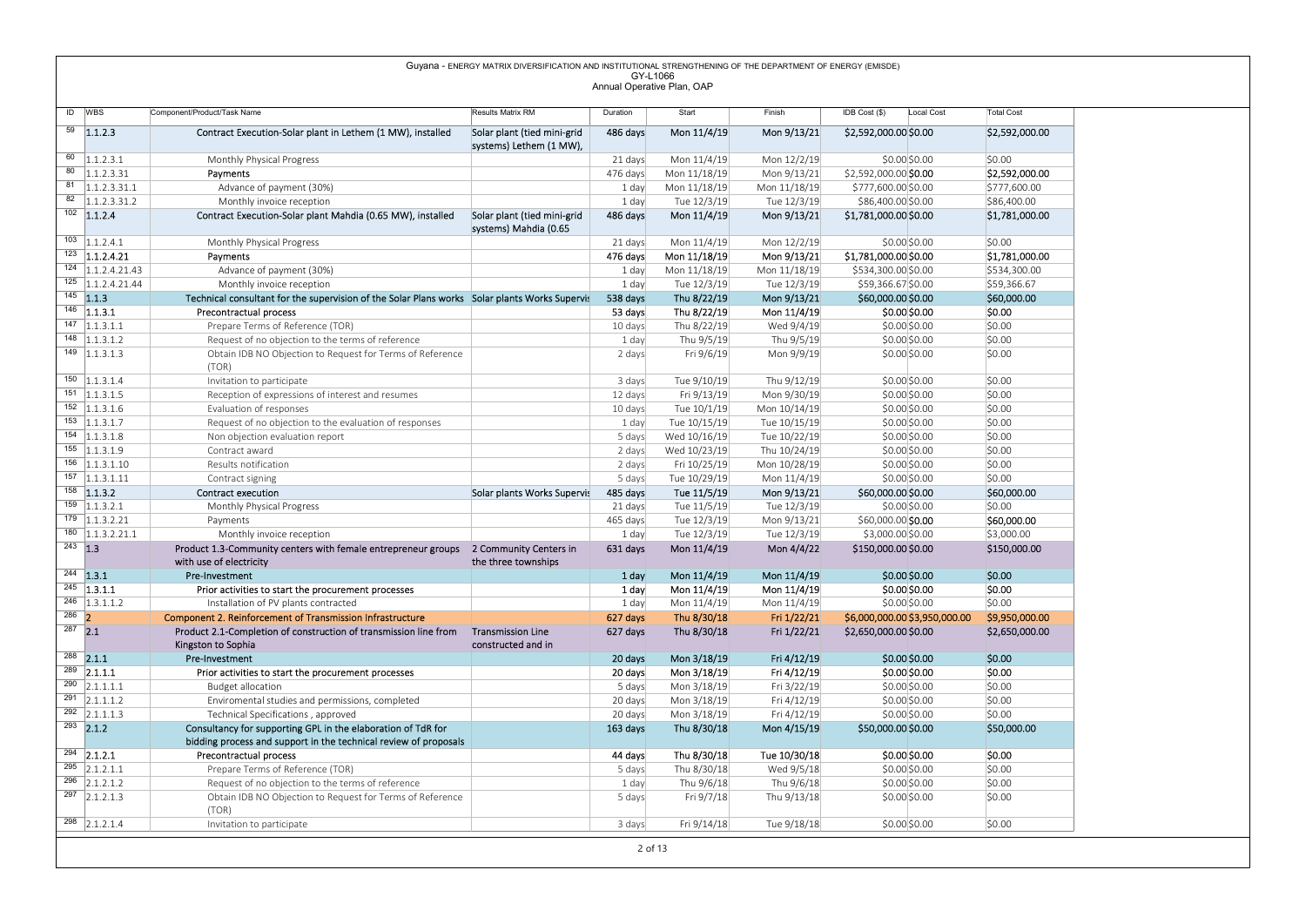Guyana - ENERGY MATRIX DIVERSIFICATION AND INSTITUTIONAL STRENGTHENING OF THE DEPARTMENT OF ENERGY (EMISDE)
GY-L1066
Annual Operative Plan, OAP

| ID | WBS | Component/Product/Task Name | Results Matrix RM | Duration | Start | Finish | IDB Cost ($) | Local Cost | Total Cost |
|---|---|---|---|---|---|---|---|---|---|
| 59 | 1.1.2.3 | Contract Execution-Solar plant in Lethem (1 MW), installed | Solar plant (tied mini-grid systems) Lethem (1 MW), | 486 days | Mon 11/4/19 | Mon 9/13/21 | $2,592,000.00 | $0.00 | $2,592,000.00 |
| 60 | 1.1.2.3.1 | Monthly Physical Progress | | 21 days | Mon 11/4/19 | Mon 12/2/19 | $0.00 | $0.00 | $0.00 |
| 80 | 1.1.2.3.31 | Payments | | 476 days | Mon 11/18/19 | Mon 9/13/21 | $2,592,000.00 | $0.00 | $2,592,000.00 |
| 81 | 1.1.2.3.31.1 | Advance of payment (30%) | | 1 day | Mon 11/18/19 | Mon 11/18/19 | $777,600.00 | $0.00 | $777,600.00 |
| 82 | 1.1.2.3.31.2 | Monthly invoice reception | | 1 day | Tue 12/3/19 | Tue 12/3/19 | $86,400.00 | $0.00 | $86,400.00 |
| 102 | 1.1.2.4 | Contract Execution-Solar plant Mahdia (0.65 MW), installed | Solar plant (tied mini-grid systems) Mahdia (0.65 | 486 days | Mon 11/4/19 | Mon 9/13/21 | $1,781,000.00 | $0.00 | $1,781,000.00 |
| 103 | 1.1.2.4.1 | Monthly Physical Progress | | 21 days | Mon 11/4/19 | Mon 12/2/19 | $0.00 | $0.00 | $0.00 |
| 123 | 1.1.2.4.21 | Payments | | 476 days | Mon 11/18/19 | Mon 9/13/21 | $1,781,000.00 | $0.00 | $1,781,000.00 |
| 124 | 1.1.2.4.21.43 | Advance of payment (30%) | | 1 day | Mon 11/18/19 | Mon 11/18/19 | $534,300.00 | $0.00 | $534,300.00 |
| 125 | 1.1.2.4.21.44 | Monthly invoice reception | | 1 day | Tue 12/3/19 | Tue 12/3/19 | $59,366.67 | $0.00 | $59,366.67 |
| 145 | 1.1.3 | Technical consultant for the supervision of the Solar Plans works | Solar plants Works Supervis | 538 days | Thu 8/22/19 | Mon 9/13/21 | $60,000.00 | $0.00 | $60,000.00 |
| 146 | 1.1.3.1 | Precontractual process | | 53 days | Thu 8/22/19 | Mon 11/4/19 | $0.00 | $0.00 | $0.00 |
| 147 | 1.1.3.1.1 | Prepare Terms of Reference (TOR) | | 10 days | Thu 8/22/19 | Wed 9/4/19 | $0.00 | $0.00 | $0.00 |
| 148 | 1.1.3.1.2 | Request of no objection to the terms of reference | | 1 day | Thu 9/5/19 | Thu 9/5/19 | $0.00 | $0.00 | $0.00 |
| 149 | 1.1.3.1.3 | Obtain IDB NO Objection to Request for Terms of Reference (TOR) | | 2 days | Fri 9/6/19 | Mon 9/9/19 | $0.00 | $0.00 | $0.00 |
| 150 | 1.1.3.1.4 | Invitation to participate | | 3 days | Tue 9/10/19 | Thu 9/12/19 | $0.00 | $0.00 | $0.00 |
| 151 | 1.1.3.1.5 | Reception of expressions of interest and resumes | | 12 days | Fri 9/13/19 | Mon 9/30/19 | $0.00 | $0.00 | $0.00 |
| 152 | 1.1.3.1.6 | Evaluation of responses | | 10 days | Tue 10/1/19 | Mon 10/14/19 | $0.00 | $0.00 | $0.00 |
| 153 | 1.1.3.1.7 | Request of no objection to the evaluation of responses | | 1 day | Tue 10/15/19 | Tue 10/15/19 | $0.00 | $0.00 | $0.00 |
| 154 | 1.1.3.1.8 | Non objection evaluation report | | 5 days | Wed 10/16/19 | Tue 10/22/19 | $0.00 | $0.00 | $0.00 |
| 155 | 1.1.3.1.9 | Contract award | | 2 days | Wed 10/23/19 | Thu 10/24/19 | $0.00 | $0.00 | $0.00 |
| 156 | 1.1.3.1.10 | Results notification | | 2 days | Fri 10/25/19 | Mon 10/28/19 | $0.00 | $0.00 | $0.00 |
| 157 | 1.1.3.1.11 | Contract signing | | 5 days | Tue 10/29/19 | Mon 11/4/19 | $0.00 | $0.00 | $0.00 |
| 158 | 1.1.3.2 | Contract execution | Solar plants Works Supervis | 485 days | Tue 11/5/19 | Mon 9/13/21 | $60,000.00 | $0.00 | $60,000.00 |
| 159 | 1.1.3.2.1 | Monthly Physical Progress | | 21 days | Tue 11/5/19 | Tue 12/3/19 | $0.00 | $0.00 | $0.00 |
| 179 | 1.1.3.2.21 | Payments | | 465 days | Tue 12/3/19 | Mon 9/13/21 | $60,000.00 | $0.00 | $60,000.00 |
| 180 | 1.1.3.2.21.1 | Monthly invoice reception | | 1 day | Tue 12/3/19 | Tue 12/3/19 | $3,000.00 | $0.00 | $3,000.00 |
| 243 | 1.3 | Product 1.3-Community centers with female entrepreneur groups with use of electricity | 2 Community Centers in the three townships | 631 days | Mon 11/4/19 | Mon 4/4/22 | $150,000.00 | $0.00 | $150,000.00 |
| 244 | 1.3.1 | Pre-Investment | | 1 day | Mon 11/4/19 | Mon 11/4/19 | $0.00 | $0.00 | $0.00 |
| 245 | 1.3.1.1 | Prior activities to start the procurement processes | | 1 day | Mon 11/4/19 | Mon 11/4/19 | $0.00 | $0.00 | $0.00 |
| 246 | 1.3.1.1.2 | Installation of PV plants contracted | | 1 day | Mon 11/4/19 | Mon 11/4/19 | $0.00 | $0.00 | $0.00 |
| 286 | 2 | Component 2. Reinforcement of Transmission Infrastructure | | 627 days | Thu 8/30/18 | Fri 1/22/21 | $6,000,000.00 | $3,950,000.00 | $9,950,000.00 |
| 287 | 2.1 | Product 2.1-Completion of construction of transmission line from Kingston to Sophia | Transmission Line constructed and in | 627 days | Thu 8/30/18 | Fri 1/22/21 | $2,650,000.00 | $0.00 | $2,650,000.00 |
| 288 | 2.1.1 | Pre-Investment | | 20 days | Mon 3/18/19 | Fri 4/12/19 | $0.00 | $0.00 | $0.00 |
| 289 | 2.1.1.1 | Prior activities to start the procurement processes | | 20 days | Mon 3/18/19 | Fri 4/12/19 | $0.00 | $0.00 | $0.00 |
| 290 | 2.1.1.1.1 | Budget allocation | | 5 days | Mon 3/18/19 | Fri 3/22/19 | $0.00 | $0.00 | $0.00 |
| 291 | 2.1.1.1.2 | Enviromental studies and permissions, completed | | 20 days | Mon 3/18/19 | Fri 4/12/19 | $0.00 | $0.00 | $0.00 |
| 292 | 2.1.1.1.3 | Technical Specifications , approved | | 20 days | Mon 3/18/19 | Fri 4/12/19 | $0.00 | $0.00 | $0.00 |
| 293 | 2.1.2 | Consultancy for supporting GPL in the elaboration of TdR for bidding process and support in the technical review of proposals | | 163 days | Thu 8/30/18 | Mon 4/15/19 | $50,000.00 | $0.00 | $50,000.00 |
| 294 | 2.1.2.1 | Precontractual process | | 44 days | Thu 8/30/18 | Tue 10/30/18 | $0.00 | $0.00 | $0.00 |
| 295 | 2.1.2.1.1 | Prepare Terms of Reference (TOR) | | 5 days | Thu 8/30/18 | Wed 9/5/18 | $0.00 | $0.00 | $0.00 |
| 296 | 2.1.2.1.2 | Request of no objection to the terms of reference | | 1 day | Thu 9/6/18 | Thu 9/6/18 | $0.00 | $0.00 | $0.00 |
| 297 | 2.1.2.1.3 | Obtain IDB NO Objection to Request for Terms of Reference (TOR) | | 5 days | Fri 9/7/18 | Thu 9/13/18 | $0.00 | $0.00 | $0.00 |
| 298 | 2.1.2.1.4 | Invitation to participate | | 3 days | Fri 9/14/18 | Tue 9/18/18 | $0.00 | $0.00 | $0.00 |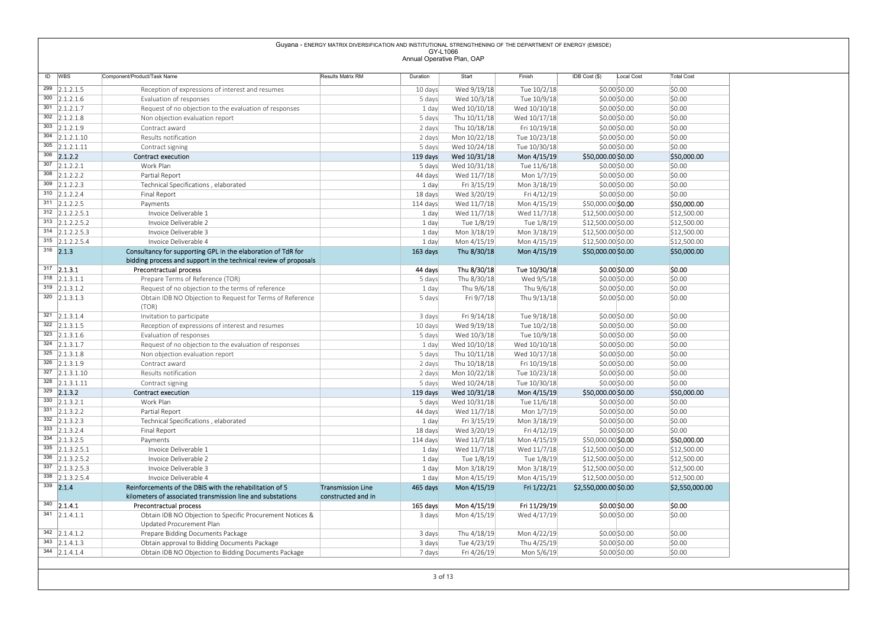Guyana - ENERGY MATRIX DIVERSIFICATION AND INSTITUTIONAL STRENGTHENING OF THE DEPARTMENT OF ENERGY (EMISDE)
GY-L1066
Annual Operative Plan, OAP

| ID | WBS | Component/Product/Task Name | Results Matrix RM | Duration | Start | Finish | IDB Cost ($) | Local Cost | Total Cost |
|---|---|---|---|---|---|---|---|---|---|
| 299 | 2.1.2.1.5 | Reception of expressions of interest and resumes | | 10 days | Wed 9/19/18 | Tue 10/2/18 | $0.00 | $0.00 | $0.00 |
| 300 | 2.1.2.1.6 | Evaluation of responses | | 5 days | Wed 10/3/18 | Tue 10/9/18 | $0.00 | $0.00 | $0.00 |
| 301 | 2.1.2.1.7 | Request of no objection to the evaluation of responses | | 1 day | Wed 10/10/18 | Wed 10/10/18 | $0.00 | $0.00 | $0.00 |
| 302 | 2.1.2.1.8 | Non objection evaluation report | | 5 days | Thu 10/11/18 | Wed 10/17/18 | $0.00 | $0.00 | $0.00 |
| 303 | 2.1.2.1.9 | Contract award | | 2 days | Thu 10/18/18 | Fri 10/19/18 | $0.00 | $0.00 | $0.00 |
| 304 | 2.1.2.1.10 | Results notification | | 2 days | Mon 10/22/18 | Tue 10/23/18 | $0.00 | $0.00 | $0.00 |
| 305 | 2.1.2.1.11 | Contract signing | | 5 days | Wed 10/24/18 | Tue 10/30/18 | $0.00 | $0.00 | $0.00 |
| 306 | 2.1.2.2 | Contract execution | | 119 days | Wed 10/31/18 | Mon 4/15/19 | $50,000.00 | $0.00 | $50,000.00 |
| 307 | 2.1.2.2.1 | Work Plan | | 5 days | Wed 10/31/18 | Tue 11/6/18 | $0.00 | $0.00 | $0.00 |
| 308 | 2.1.2.2.2 | Partial Report | | 44 days | Wed 11/7/18 | Mon 1/7/19 | $0.00 | $0.00 | $0.00 |
| 309 | 2.1.2.2.3 | Technical Specifications , elaborated | | 1 day | Fri 3/15/19 | Mon 3/18/19 | $0.00 | $0.00 | $0.00 |
| 310 | 2.1.2.2.4 | Final Report | | 18 days | Wed 3/20/19 | Fri 4/12/19 | $0.00 | $0.00 | $0.00 |
| 311 | 2.1.2.2.5 | Payments | | 114 days | Wed 11/7/18 | Mon 4/15/19 | $50,000.00 | $0.00 | $50,000.00 |
| 312 | 2.1.2.2.5.1 | Invoice Deliverable 1 | | 1 day | Wed 11/7/18 | Wed 11/7/18 | $12,500.00 | $0.00 | $12,500.00 |
| 313 | 2.1.2.2.5.2 | Invoice Deliverable 2 | | 1 day | Tue 1/8/19 | Tue 1/8/19 | $12,500.00 | $0.00 | $12,500.00 |
| 314 | 2.1.2.2.5.3 | Invoice Deliverable 3 | | 1 day | Mon 3/18/19 | Mon 3/18/19 | $12,500.00 | $0.00 | $12,500.00 |
| 315 | 2.1.2.2.5.4 | Invoice Deliverable 4 | | 1 day | Mon 4/15/19 | Mon 4/15/19 | $12,500.00 | $0.00 | $12,500.00 |
| 316 | 2.1.3 | Consultancy for supporting GPL in the elaboration of TdR for bidding process and support in the technical review of proposals | | 163 days | Thu 8/30/18 | Mon 4/15/19 | $50,000.00 | $0.00 | $50,000.00 |
| 317 | 2.1.3.1 | Precontractual process | | 44 days | Thu 8/30/18 | Tue 10/30/18 | $0.00 | $0.00 | $0.00 |
| 318 | 2.1.3.1.1 | Prepare Terms of Reference (TOR) | | 5 days | Thu 8/30/18 | Wed 9/5/18 | $0.00 | $0.00 | $0.00 |
| 319 | 2.1.3.1.2 | Request of no objection to the terms of reference | | 1 day | Thu 9/6/18 | Thu 9/6/18 | $0.00 | $0.00 | $0.00 |
| 320 | 2.1.3.1.3 | Obtain IDB NO Objection to Request for Terms of Reference (TOR) | | 5 days | Fri 9/7/18 | Thu 9/13/18 | $0.00 | $0.00 | $0.00 |
| 321 | 2.1.3.1.4 | Invitation to participate | | 3 days | Fri 9/14/18 | Tue 9/18/18 | $0.00 | $0.00 | $0.00 |
| 322 | 2.1.3.1.5 | Reception of expressions of interest and resumes | | 10 days | Wed 9/19/18 | Tue 10/2/18 | $0.00 | $0.00 | $0.00 |
| 323 | 2.1.3.1.6 | Evaluation of responses | | 5 days | Wed 10/3/18 | Tue 10/9/18 | $0.00 | $0.00 | $0.00 |
| 324 | 2.1.3.1.7 | Request of no objection to the evaluation of responses | | 1 day | Wed 10/10/18 | Wed 10/10/18 | $0.00 | $0.00 | $0.00 |
| 325 | 2.1.3.1.8 | Non objection evaluation report | | 5 days | Thu 10/11/18 | Wed 10/17/18 | $0.00 | $0.00 | $0.00 |
| 326 | 2.1.3.1.9 | Contract award | | 2 days | Thu 10/18/18 | Fri 10/19/18 | $0.00 | $0.00 | $0.00 |
| 327 | 2.1.3.1.10 | Results notification | | 2 days | Mon 10/22/18 | Tue 10/23/18 | $0.00 | $0.00 | $0.00 |
| 328 | 2.1.3.1.11 | Contract signing | | 5 days | Wed 10/24/18 | Tue 10/30/18 | $0.00 | $0.00 | $0.00 |
| 329 | 2.1.3.2 | Contract execution | | 119 days | Wed 10/31/18 | Mon 4/15/19 | $50,000.00 | $0.00 | $50,000.00 |
| 330 | 2.1.3.2.1 | Work Plan | | 5 days | Wed 10/31/18 | Tue 11/6/18 | $0.00 | $0.00 | $0.00 |
| 331 | 2.1.3.2.2 | Partial Report | | 44 days | Wed 11/7/18 | Mon 1/7/19 | $0.00 | $0.00 | $0.00 |
| 332 | 2.1.3.2.3 | Technical Specifications , elaborated | | 1 day | Fri 3/15/19 | Mon 3/18/19 | $0.00 | $0.00 | $0.00 |
| 333 | 2.1.3.2.4 | Final Report | | 18 days | Wed 3/20/19 | Fri 4/12/19 | $0.00 | $0.00 | $0.00 |
| 334 | 2.1.3.2.5 | Payments | | 114 days | Wed 11/7/18 | Mon 4/15/19 | $50,000.00 | $0.00 | $50,000.00 |
| 335 | 2.1.3.2.5.1 | Invoice Deliverable 1 | | 1 day | Wed 11/7/18 | Wed 11/7/18 | $12,500.00 | $0.00 | $12,500.00 |
| 336 | 2.1.3.2.5.2 | Invoice Deliverable 2 | | 1 day | Tue 1/8/19 | Tue 1/8/19 | $12,500.00 | $0.00 | $12,500.00 |
| 337 | 2.1.3.2.5.3 | Invoice Deliverable 3 | | 1 day | Mon 3/18/19 | Mon 3/18/19 | $12,500.00 | $0.00 | $12,500.00 |
| 338 | 2.1.3.2.5.4 | Invoice Deliverable 4 | | 1 day | Mon 4/15/19 | Mon 4/15/19 | $12,500.00 | $0.00 | $12,500.00 |
| 339 | 2.1.4 | Reinforcements of the DBIS with the rehabilitation of 5 kilometers of associated transmission line and substations | Transmission Line constructed and in | 465 days | Mon 4/15/19 | Fri 1/22/21 | $2,550,000.00 | $0.00 | $2,550,000.00 |
| 340 | 2.1.4.1 | Precontractual process | | 165 days | Mon 4/15/19 | Fri 11/29/19 | $0.00 | $0.00 | $0.00 |
| 341 | 2.1.4.1.1 | Obtain IDB NO Objection to Specific Procurement Notices & Updated Procurement Plan | | 3 days | Mon 4/15/19 | Wed 4/17/19 | $0.00 | $0.00 | $0.00 |
| 342 | 2.1.4.1.2 | Prepare Bidding Documents Package | | 3 days | Thu 4/18/19 | Mon 4/22/19 | $0.00 | $0.00 | $0.00 |
| 343 | 2.1.4.1.3 | Obtain approval to Bidding Documents Package | | 3 days | Tue 4/23/19 | Thu 4/25/19 | $0.00 | $0.00 | $0.00 |
| 344 | 2.1.4.1.4 | Obtain IDB NO Objection to Bidding Documents Package | | 7 days | Fri 4/26/19 | Mon 5/6/19 | $0.00 | $0.00 | $0.00 |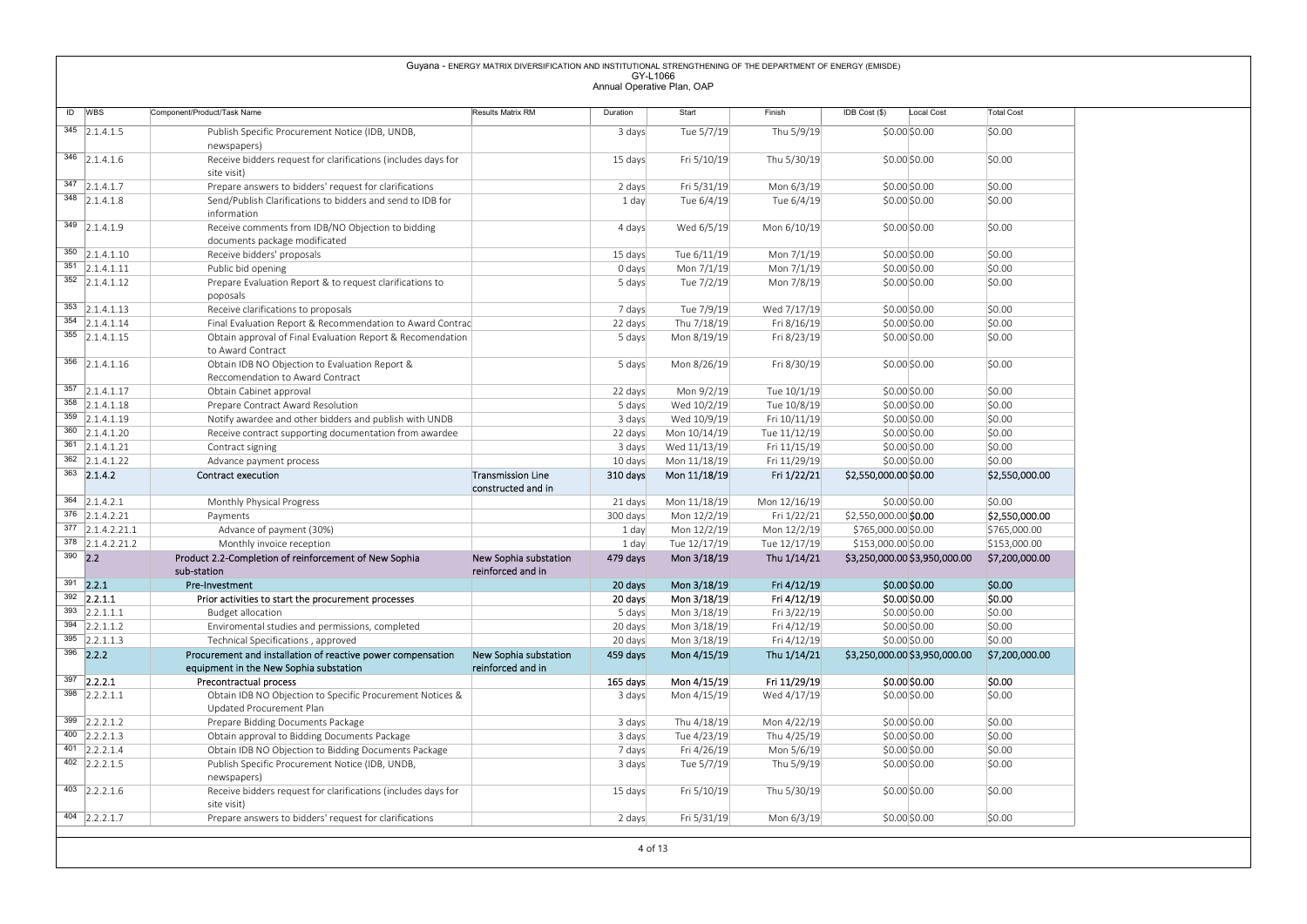Guyana - ENERGY MATRIX DIVERSIFICATION AND INSTITUTIONAL STRENGTHENING OF THE DEPARTMENT OF ENERGY (EMISDE)
GY-L1066
Annual Operative Plan, OAP

| ID | WBS | Component/Product/Task Name | Results Matrix RM | Duration | Start | Finish | IDB Cost ($) | Local Cost | Total Cost |
|---|---|---|---|---|---|---|---|---|---|
| 345 | 2.1.4.1.5 | Publish Specific Procurement Notice (IDB, UNDB, newspapers) | | 3 days | Tue 5/7/19 | Thu 5/9/19 | $0.00 | $0.00 | $0.00 |
| 346 | 2.1.4.1.6 | Receive bidders request for clarifications (includes days for site visit) | | 15 days | Fri 5/10/19 | Thu 5/30/19 | $0.00 | $0.00 | $0.00 |
| 347 | 2.1.4.1.7 | Prepare answers to bidders' request for clarifications | | 2 days | Fri 5/31/19 | Mon 6/3/19 | $0.00 | $0.00 | $0.00 |
| 348 | 2.1.4.1.8 | Send/Publish Clarifications to bidders and send to IDB for information | | 1 day | Tue 6/4/19 | Tue 6/4/19 | $0.00 | $0.00 | $0.00 |
| 349 | 2.1.4.1.9 | Receive comments from IDB/NO Objection to bidding documents package modificated | | 4 days | Wed 6/5/19 | Mon 6/10/19 | $0.00 | $0.00 | $0.00 |
| 350 | 2.1.4.1.10 | Receive bidders' proposals | | 15 days | Tue 6/11/19 | Mon 7/1/19 | $0.00 | $0.00 | $0.00 |
| 351 | 2.1.4.1.11 | Public bid opening | | 0 days | Mon 7/1/19 | Mon 7/1/19 | $0.00 | $0.00 | $0.00 |
| 352 | 2.1.4.1.12 | Prepare Evaluation Report & to request clarifications to poposals | | 5 days | Tue 7/2/19 | Mon 7/8/19 | $0.00 | $0.00 | $0.00 |
| 353 | 2.1.4.1.13 | Receive clarifications to proposals | | 7 days | Tue 7/9/19 | Wed 7/17/19 | $0.00 | $0.00 | $0.00 |
| 354 | 2.1.4.1.14 | Final Evaluation Report & Recommendation to Award Contrac | | 22 days | Thu 7/18/19 | Fri 8/16/19 | $0.00 | $0.00 | $0.00 |
| 355 | 2.1.4.1.15 | Obtain approval of Final Evaluation Report & Recomendation to Award Contract | | 5 days | Mon 8/19/19 | Fri 8/23/19 | $0.00 | $0.00 | $0.00 |
| 356 | 2.1.4.1.16 | Obtain IDB NO Objection to Evaluation Report & Reccomendation to Award Contract | | 5 days | Mon 8/26/19 | Fri 8/30/19 | $0.00 | $0.00 | $0.00 |
| 357 | 2.1.4.1.17 | Obtain Cabinet approval | | 22 days | Mon 9/2/19 | Tue 10/1/19 | $0.00 | $0.00 | $0.00 |
| 358 | 2.1.4.1.18 | Prepare Contract Award Resolution | | 5 days | Wed 10/2/19 | Tue 10/8/19 | $0.00 | $0.00 | $0.00 |
| 359 | 2.1.4.1.19 | Notify awardee and other bidders and publish with UNDB | | 3 days | Wed 10/9/19 | Fri 10/11/19 | $0.00 | $0.00 | $0.00 |
| 360 | 2.1.4.1.20 | Receive contract supporting documentation from awardee | | 22 days | Mon 10/14/19 | Tue 11/12/19 | $0.00 | $0.00 | $0.00 |
| 361 | 2.1.4.1.21 | Contract signing | | 3 days | Wed 11/13/19 | Fri 11/15/19 | $0.00 | $0.00 | $0.00 |
| 362 | 2.1.4.1.22 | Advance payment process | | 10 days | Mon 11/18/19 | Fri 11/29/19 | $0.00 | $0.00 | $0.00 |
| 363 | 2.1.4.2 | Contract execution | Transmission Line constructed and in | 310 days | Mon 11/18/19 | Fri 1/22/21 | $2,550,000.00 | $0.00 | $2,550,000.00 |
| 364 | 2.1.4.2.1 | Monthly Physical Progress | | 21 days | Mon 11/18/19 | Mon 12/16/19 | $0.00 | $0.00 | $0.00 |
| 376 | 2.1.4.2.21 | Payments | | 300 days | Mon 12/2/19 | Fri 1/22/21 | $2,550,000.00 | $0.00 | $2,550,000.00 |
| 377 | 2.1.4.2.21.1 | Advance of payment (30%) | | 1 day | Mon 12/2/19 | Mon 12/2/19 | $765,000.00 | $0.00 | $765,000.00 |
| 378 | 2.1.4.2.21.2 | Monthly invoice reception | | 1 day | Tue 12/17/19 | Tue 12/17/19 | $153,000.00 | $0.00 | $153,000.00 |
| 390 | 2.2 | Product 2.2-Completion of reinforcement of New Sophia sub-station | New Sophia substation reinforced and in | 479 days | Mon 3/18/19 | Thu 1/14/21 | $3,250,000.00 | $3,950,000.00 | $7,200,000.00 |
| 391 | 2.2.1 | Pre-Investment | | 20 days | Mon 3/18/19 | Fri 4/12/19 | $0.00 | $0.00 | $0.00 |
| 392 | 2.2.1.1 | Prior activities to start the procurement processes | | 20 days | Mon 3/18/19 | Fri 4/12/19 | $0.00 | $0.00 | $0.00 |
| 393 | 2.2.1.1.1 | Budget allocation | | 5 days | Mon 3/18/19 | Fri 3/22/19 | $0.00 | $0.00 | $0.00 |
| 394 | 2.2.1.1.2 | Enviromental studies and permissions, completed | | 20 days | Mon 3/18/19 | Fri 4/12/19 | $0.00 | $0.00 | $0.00 |
| 395 | 2.2.1.1.3 | Technical Specifications , approved | | 20 days | Mon 3/18/19 | Fri 4/12/19 | $0.00 | $0.00 | $0.00 |
| 396 | 2.2.2 | Procurement and installation of reactive power compensation equipment in the New Sophia substation | New Sophia substation reinforced and in | 459 days | Mon 4/15/19 | Thu 1/14/21 | $3,250,000.00 | $3,950,000.00 | $7,200,000.00 |
| 397 | 2.2.2.1 | Precontractual process | | 165 days | Mon 4/15/19 | Fri 11/29/19 | $0.00 | $0.00 | $0.00 |
| 398 | 2.2.2.1.1 | Obtain IDB NO Objection to Specific Procurement Notices & Updated Procurement Plan | | 3 days | Mon 4/15/19 | Wed 4/17/19 | $0.00 | $0.00 | $0.00 |
| 399 | 2.2.2.1.2 | Prepare Bidding Documents Package | | 3 days | Thu 4/18/19 | Mon 4/22/19 | $0.00 | $0.00 | $0.00 |
| 400 | 2.2.2.1.3 | Obtain approval to Bidding Documents Package | | 3 days | Tue 4/23/19 | Thu 4/25/19 | $0.00 | $0.00 | $0.00 |
| 401 | 2.2.2.1.4 | Obtain IDB NO Objection to Bidding Documents Package | | 7 days | Fri 4/26/19 | Mon 5/6/19 | $0.00 | $0.00 | $0.00 |
| 402 | 2.2.2.1.5 | Publish Specific Procurement Notice (IDB, UNDB, newspapers) | | 3 days | Tue 5/7/19 | Thu 5/9/19 | $0.00 | $0.00 | $0.00 |
| 403 | 2.2.2.1.6 | Receive bidders request for clarifications (includes days for site visit) | | 15 days | Fri 5/10/19 | Thu 5/30/19 | $0.00 | $0.00 | $0.00 |
| 404 | 2.2.2.1.7 | Prepare answers to bidders' request for clarifications | | 2 days | Fri 5/31/19 | Mon 6/3/19 | $0.00 | $0.00 | $0.00 |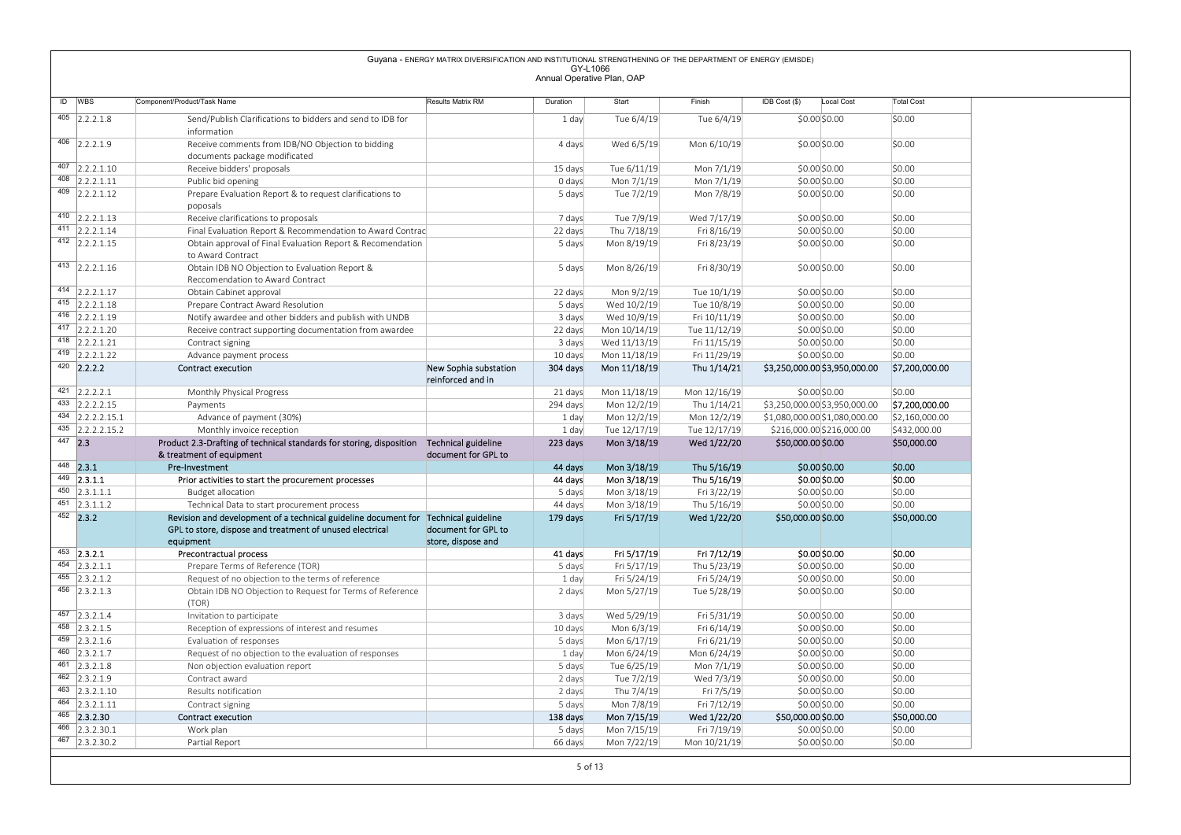Guyana - ENERGY MATRIX DIVERSIFICATION AND INSTITUTIONAL STRENGTHENING OF THE DEPARTMENT OF ENERGY (EMISDE)
GY-L1066
Annual Operative Plan, OAP

| ID | WBS | Component/Product/Task Name | Results Matrix RM | Duration | Start | Finish | IDB Cost ($) | Local Cost | Total Cost |
|---|---|---|---|---|---|---|---|---|---|
| 405 | 2.2.2.1.8 | Send/Publish Clarifications to bidders and send to IDB for information | | 1 day | Tue 6/4/19 | Tue 6/4/19 | $0.00 | $0.00 | $0.00 |
| 406 | 2.2.2.1.9 | Receive comments from IDB/NO Objection to bidding documents package modificated | | 4 days | Wed 6/5/19 | Mon 6/10/19 | $0.00 | $0.00 | $0.00 |
| 407 | 2.2.2.1.10 | Receive bidders' proposals | | 15 days | Tue 6/11/19 | Mon 7/1/19 | $0.00 | $0.00 | $0.00 |
| 408 | 2.2.2.1.11 | Public bid opening | | 0 days | Mon 7/1/19 | Mon 7/1/19 | $0.00 | $0.00 | $0.00 |
| 409 | 2.2.2.1.12 | Prepare Evaluation Report & to request clarifications to poposals | | 5 days | Tue 7/2/19 | Mon 7/8/19 | $0.00 | $0.00 | $0.00 |
| 410 | 2.2.2.1.13 | Receive clarifications to proposals | | 7 days | Tue 7/9/19 | Wed 7/17/19 | $0.00 | $0.00 | $0.00 |
| 411 | 2.2.2.1.14 | Final Evaluation Report & Recommendation to Award Contrac | | 22 days | Thu 7/18/19 | Fri 8/16/19 | $0.00 | $0.00 | $0.00 |
| 412 | 2.2.2.1.15 | Obtain approval of Final Evaluation Report & Recomendation to Award Contract | | 5 days | Mon 8/19/19 | Fri 8/23/19 | $0.00 | $0.00 | $0.00 |
| 413 | 2.2.2.1.16 | Obtain IDB NO Objection to Evaluation Report & Reccomendation to Award Contract | | 5 days | Mon 8/26/19 | Fri 8/30/19 | $0.00 | $0.00 | $0.00 |
| 414 | 2.2.2.1.17 | Obtain Cabinet approval | | 22 days | Mon 9/2/19 | Tue 10/1/19 | $0.00 | $0.00 | $0.00 |
| 415 | 2.2.2.1.18 | Prepare Contract Award Resolution | | 5 days | Wed 10/2/19 | Tue 10/8/19 | $0.00 | $0.00 | $0.00 |
| 416 | 2.2.2.1.19 | Notify awardee and other bidders and publish with UNDB | | 3 days | Wed 10/9/19 | Fri 10/11/19 | $0.00 | $0.00 | $0.00 |
| 417 | 2.2.2.1.20 | Receive contract supporting documentation from awardee | | 22 days | Mon 10/14/19 | Tue 11/12/19 | $0.00 | $0.00 | $0.00 |
| 418 | 2.2.2.1.21 | Contract signing | | 3 days | Wed 11/13/19 | Fri 11/15/19 | $0.00 | $0.00 | $0.00 |
| 419 | 2.2.2.1.22 | Advance payment process | | 10 days | Mon 11/18/19 | Fri 11/29/19 | $0.00 | $0.00 | $0.00 |
| 420 | 2.2.2 | Contract execution | New Sophia substation reinforced and in | 304 days | Mon 11/18/19 | Thu 1/14/21 | $3,250,000.00 | $3,950,000.00 | $7,200,000.00 |
| 421 | 2.2.2.2.1 | Monthly Physical Progress | | 21 days | Mon 11/18/19 | Mon 12/16/19 | $0.00 | $0.00 | $0.00 |
| 433 | 2.2.2.2.15 | Payments | | 294 days | Mon 12/2/19 | Thu 1/14/21 | $3,250,000.00 | $3,950,000.00 | $7,200,000.00 |
| 434 | 2.2.2.2.15.1 | Advance of payment (30%) | | 1 day | Mon 12/2/19 | Mon 12/2/19 | $1,080,000.00 | $1,080,000.00 | $2,160,000.00 |
| 435 | 2.2.2.2.15.2 | Monthly invoice reception | | 1 day | Tue 12/17/19 | Tue 12/17/19 | $216,000.00 | $216,000.00 | $432,000.00 |
| 447 | 2.3 | Product 2.3-Drafting of technical standards for storing, disposition & treatment of equipment | Technical guideline document for GPL to | 223 days | Mon 3/18/19 | Wed 1/22/20 | $50,000.00 | $0.00 | $50,000.00 |
| 448 | 2.3.1 | Pre-Investment | | 44 days | Mon 3/18/19 | Thu 5/16/19 | $0.00 | $0.00 | $0.00 |
| 449 | 2.3.1.1 | Prior activities to start the procurement processes | | 44 days | Mon 3/18/19 | Thu 5/16/19 | $0.00 | $0.00 | $0.00 |
| 450 | 2.3.1.1.1 | Budget allocation | | 5 days | Mon 3/18/19 | Fri 3/22/19 | $0.00 | $0.00 | $0.00 |
| 451 | 2.3.1.1.2 | Technical Data to start procurement process | | 44 days | Mon 3/18/19 | Thu 5/16/19 | $0.00 | $0.00 | $0.00 |
| 452 | 2.3.2 | Revision and development of a technical guideline document for GPL to store, dispose and treatment of unused electrical equipment | Technical guideline document for GPL to store, dispose and | 179 days | Fri 5/17/19 | Wed 1/22/20 | $50,000.00 | $0.00 | $50,000.00 |
| 453 | 2.3.2.1 | Precontractual process | | 41 days | Fri 5/17/19 | Fri 7/12/19 | $0.00 | $0.00 | $0.00 |
| 454 | 2.3.2.1.1 | Prepare Terms of Reference (TOR) | | 5 days | Fri 5/17/19 | Thu 5/23/19 | $0.00 | $0.00 | $0.00 |
| 455 | 2.3.2.1.2 | Request of no objection to the terms of reference | | 1 day | Fri 5/24/19 | Fri 5/24/19 | $0.00 | $0.00 | $0.00 |
| 456 | 2.3.2.1.3 | Obtain IDB NO Objection to Request for Terms of Reference (TOR) | | 2 days | Mon 5/27/19 | Tue 5/28/19 | $0.00 | $0.00 | $0.00 |
| 457 | 2.3.2.1.4 | Invitation to participate | | 3 days | Wed 5/29/19 | Fri 5/31/19 | $0.00 | $0.00 | $0.00 |
| 458 | 2.3.2.1.5 | Reception of expressions of interest and resumes | | 10 days | Mon 6/3/19 | Fri 6/14/19 | $0.00 | $0.00 | $0.00 |
| 459 | 2.3.2.1.6 | Evaluation of responses | | 5 days | Mon 6/17/19 | Fri 6/21/19 | $0.00 | $0.00 | $0.00 |
| 460 | 2.3.2.1.7 | Request of no objection to the evaluation of responses | | 1 day | Mon 6/24/19 | Mon 6/24/19 | $0.00 | $0.00 | $0.00 |
| 461 | 2.3.2.1.8 | Non objection evaluation report | | 5 days | Tue 6/25/19 | Mon 7/1/19 | $0.00 | $0.00 | $0.00 |
| 462 | 2.3.2.1.9 | Contract award | | 2 days | Tue 7/2/19 | Wed 7/3/19 | $0.00 | $0.00 | $0.00 |
| 463 | 2.3.2.1.10 | Results notification | | 2 days | Thu 7/4/19 | Fri 7/5/19 | $0.00 | $0.00 | $0.00 |
| 464 | 2.3.2.1.11 | Contract signing | | 5 days | Mon 7/8/19 | Fri 7/12/19 | $0.00 | $0.00 | $0.00 |
| 465 | 2.3.2.30 | Contract execution | | 138 days | Mon 7/15/19 | Wed 1/22/20 | $50,000.00 | $0.00 | $50,000.00 |
| 466 | 2.3.2.30.1 | Work plan | | 5 days | Mon 7/15/19 | Fri 7/19/19 | $0.00 | $0.00 | $0.00 |
| 467 | 2.3.2.30.2 | Partial Report | | 66 days | Mon 7/22/19 | Mon 10/21/19 | $0.00 | $0.00 | $0.00 |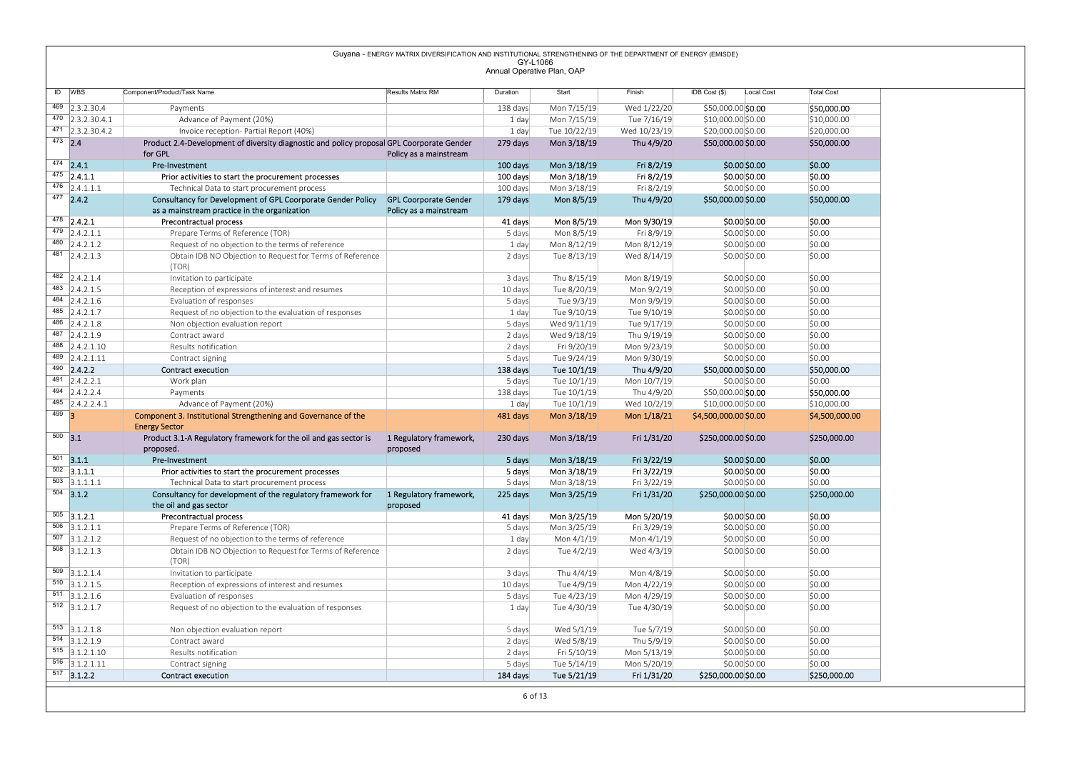Guyana - ENERGY MATRIX DIVERSIFICATION AND INSTITUTIONAL STRENGTHENING OF THE DEPARTMENT OF ENERGY (EMISDE)
GY-L1066
Annual Operative Plan, OAP

| ID | WBS | Component/Product/Task Name | Results Matrix RM | Duration | Start | Finish | IDB Cost ($) | Local Cost | Total Cost |
|---|---|---|---|---|---|---|---|---|---|
| 469 | 2.3.2.30.4 | Payments | | 138 days | Mon 7/15/19 | Wed 1/22/20 | $50,000.00 | $0.00 | $50,000.00 |
| 470 | 2.3.2.30.4.1 | Advance of Payment (20%) | | 1 day | Mon 7/15/19 | Tue 7/16/19 | $10,000.00 | $0.00 | $10,000.00 |
| 471 | 2.3.2.30.4.2 | Invoice reception- Partial Report (40%) | | 1 day | Tue 10/22/19 | Wed 10/23/19 | $20,000.00 | $0.00 | $20,000.00 |
| 473 | 2.4 | Product 2.4-Development of diversity diagnostic and policy proposal for GPL | GPL Coorporate Gender Policy as a mainstream | 279 days | Mon 3/18/19 | Thu 4/9/20 | $50,000.00 | $0.00 | $50,000.00 |
| 474 | 2.4.1 | Pre-Investment | | 100 days | Mon 3/18/19 | Fri 8/2/19 | $0.00 | $0.00 | $0.00 |
| 475 | 2.4.1.1 | Prior activities to start the procurement processes | | 100 days | Mon 3/18/19 | Fri 8/2/19 | $0.00 | $0.00 | $0.00 |
| 476 | 2.4.1.1.1 | Technical Data to start procurement process | | 100 days | Mon 3/18/19 | Fri 8/2/19 | $0.00 | $0.00 | $0.00 |
| 477 | 2.4.2 | Consultancy for Development of GPL Coorporate Gender Policy as a mainstream practice in the organization | GPL Coorporate Gender Policy as a mainstream | 179 days | Mon 8/5/19 | Thu 4/9/20 | $50,000.00 | $0.00 | $50,000.00 |
| 478 | 2.4.2.1 | Precontractual process | | 41 days | Mon 8/5/19 | Mon 9/30/19 | $0.00 | $0.00 | $0.00 |
| 479 | 2.4.2.1.1 | Prepare Terms of Reference (TOR) | | 5 days | Mon 8/5/19 | Fri 8/9/19 | $0.00 | $0.00 | $0.00 |
| 480 | 2.4.2.1.2 | Request of no objection to the terms of reference | | 1 day | Mon 8/12/19 | Mon 8/12/19 | $0.00 | $0.00 | $0.00 |
| 481 | 2.4.2.1.3 | Obtain IDB NO Objection to Request for Terms of Reference (TOR) | | 2 days | Tue 8/13/19 | Wed 8/14/19 | $0.00 | $0.00 | $0.00 |
| 482 | 2.4.2.1.4 | Invitation to participate | | 3 days | Thu 8/15/19 | Mon 8/19/19 | $0.00 | $0.00 | $0.00 |
| 483 | 2.4.2.1.5 | Reception of expressions of interest and resumes | | 10 days | Tue 8/20/19 | Mon 9/2/19 | $0.00 | $0.00 | $0.00 |
| 484 | 2.4.2.1.6 | Evaluation of responses | | 5 days | Tue 9/3/19 | Mon 9/9/19 | $0.00 | $0.00 | $0.00 |
| 485 | 2.4.2.1.7 | Request of no objection to the evaluation of responses | | 1 day | Tue 9/10/19 | Tue 9/10/19 | $0.00 | $0.00 | $0.00 |
| 486 | 2.4.2.1.8 | Non objection evaluation report | | 5 days | Wed 9/11/19 | Tue 9/17/19 | $0.00 | $0.00 | $0.00 |
| 487 | 2.4.2.1.9 | Contract award | | 2 days | Wed 9/18/19 | Thu 9/19/19 | $0.00 | $0.00 | $0.00 |
| 488 | 2.4.2.1.10 | Results notification | | 2 days | Fri 9/20/19 | Mon 9/23/19 | $0.00 | $0.00 | $0.00 |
| 489 | 2.4.2.1.11 | Contract signing | | 5 days | Tue 9/24/19 | Mon 9/30/19 | $0.00 | $0.00 | $0.00 |
| 490 | 2.4.2.2 | Contract execution | | 138 days | Tue 10/1/19 | Thu 4/9/20 | $50,000.00 | $0.00 | $50,000.00 |
| 491 | 2.4.2.2.1 | Work plan | | 5 days | Tue 10/1/19 | Mon 10/7/19 | $0.00 | $0.00 | $0.00 |
| 494 | 2.4.2.2.4 | Payments | | 138 days | Tue 10/1/19 | Thu 4/9/20 | $50,000.00 | $0.00 | $50,000.00 |
| 495 | 2.4.2.2.4.1 | Advance of Payment (20%) | | 1 day | Tue 10/1/19 | Wed 10/2/19 | $10,000.00 | $0.00 | $10,000.00 |
| 499 | 3 | Component 3. Institutional Strengthening and Governance of the Energy Sector | | 481 days | Mon 3/18/19 | Mon 1/18/21 | $4,500,000.00 | $0.00 | $4,500,000.00 |
| 500 | 3.1 | Product 3.1-A Regulatory framework for the oil and gas sector is proposed. | 1 Regulatory framework, proposed | 230 days | Mon 3/18/19 | Fri 1/31/20 | $250,000.00 | $0.00 | $250,000.00 |
| 501 | 3.1.1 | Pre-Investment | | 5 days | Mon 3/18/19 | Fri 3/22/19 | $0.00 | $0.00 | $0.00 |
| 502 | 3.1.1.1 | Prior activities to start the procurement processes | | 5 days | Mon 3/18/19 | Fri 3/22/19 | $0.00 | $0.00 | $0.00 |
| 503 | 3.1.1.1.1 | Technical Data to start procurement process | | 5 days | Mon 3/18/19 | Fri 3/22/19 | $0.00 | $0.00 | $0.00 |
| 504 | 3.1.2 | Consultancy for development of the regulatory framework for the oil and gas sector | 1 Regulatory framework, proposed | 225 days | Mon 3/25/19 | Fri 1/31/20 | $250,000.00 | $0.00 | $250,000.00 |
| 505 | 3.1.2.1 | Precontractual process | | 41 days | Mon 3/25/19 | Mon 5/20/19 | $0.00 | $0.00 | $0.00 |
| 506 | 3.1.2.1.1 | Prepare Terms of Reference (TOR) | | 5 days | Mon 3/25/19 | Fri 3/29/19 | $0.00 | $0.00 | $0.00 |
| 507 | 3.1.2.1.2 | Request of no objection to the terms of reference | | 1 day | Mon 4/1/19 | Mon 4/1/19 | $0.00 | $0.00 | $0.00 |
| 508 | 3.1.2.1.3 | Obtain IDB NO Objection to Request for Terms of Reference (TOR) | | 2 days | Tue 4/2/19 | Wed 4/3/19 | $0.00 | $0.00 | $0.00 |
| 509 | 3.1.2.1.4 | Invitation to participate | | 3 days | Thu 4/4/19 | Mon 4/8/19 | $0.00 | $0.00 | $0.00 |
| 510 | 3.1.2.1.5 | Reception of expressions of interest and resumes | | 10 days | Tue 4/9/19 | Mon 4/22/19 | $0.00 | $0.00 | $0.00 |
| 511 | 3.1.2.1.6 | Evaluation of responses | | 5 days | Tue 4/23/19 | Mon 4/29/19 | $0.00 | $0.00 | $0.00 |
| 512 | 3.1.2.1.7 | Request of no objection to the evaluation of responses | | 1 day | Tue 4/30/19 | Tue 4/30/19 | $0.00 | $0.00 | $0.00 |
| 513 | 3.1.2.1.8 | Non objection evaluation report | | 5 days | Wed 5/1/19 | Tue 5/7/19 | $0.00 | $0.00 | $0.00 |
| 514 | 3.1.2.1.9 | Contract award | | 2 days | Wed 5/8/19 | Thu 5/9/19 | $0.00 | $0.00 | $0.00 |
| 515 | 3.1.2.1.10 | Results notification | | 2 days | Fri 5/10/19 | Mon 5/13/19 | $0.00 | $0.00 | $0.00 |
| 516 | 3.1.2.1.11 | Contract signing | | 5 days | Tue 5/14/19 | Mon 5/20/19 | $0.00 | $0.00 | $0.00 |
| 517 | 3.1.2.2 | Contract execution | | 184 days | Tue 5/21/19 | Fri 1/31/20 | $250,000.00 | $0.00 | $250,000.00 |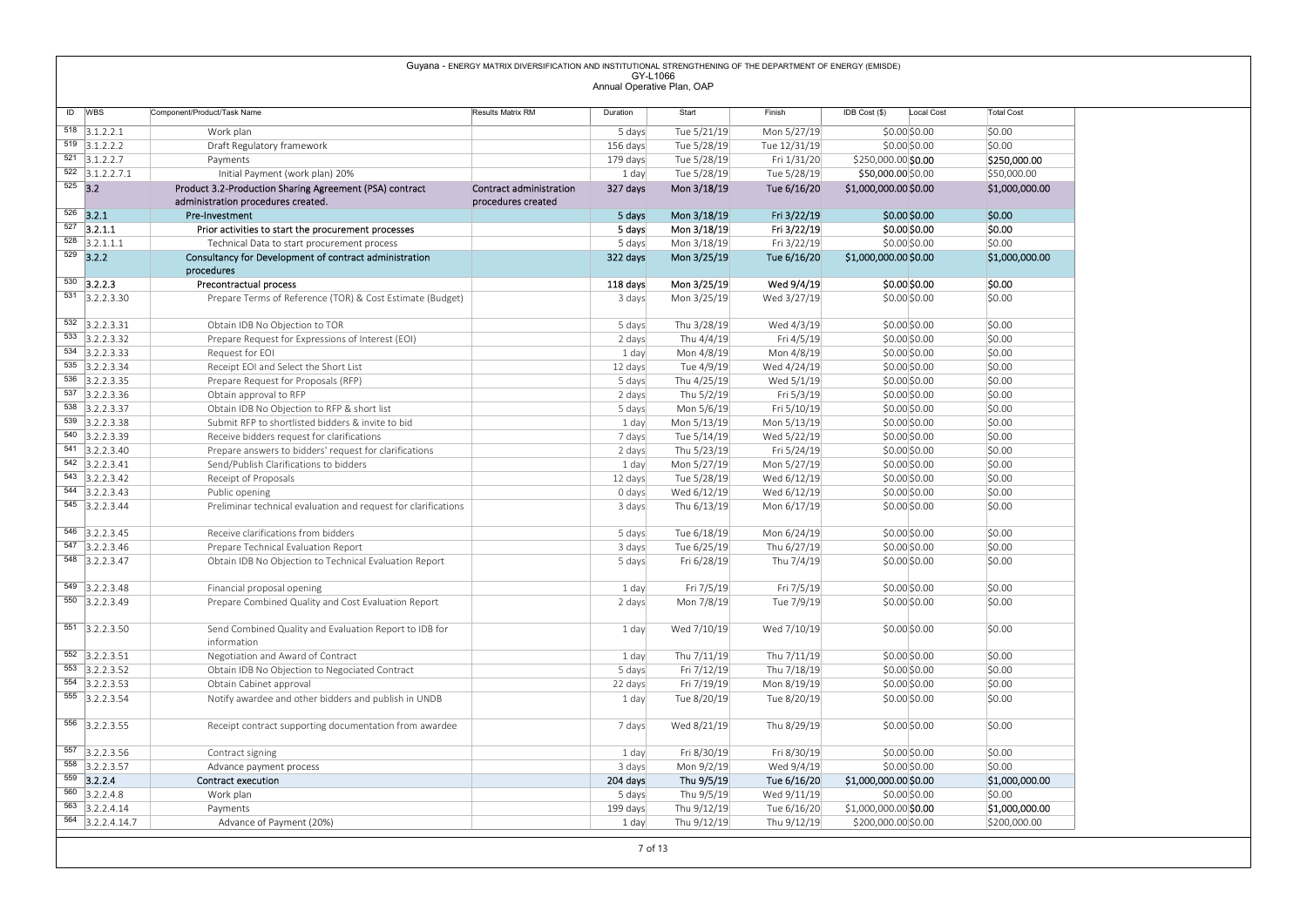Guyana - ENERGY MATRIX DIVERSIFICATION AND INSTITUTIONAL STRENGTHENING OF THE DEPARTMENT OF ENERGY (EMISDE)
GY-L1066
Annual Operative Plan, OAP

| ID | WBS | Component/Product/Task Name | Results Matrix RM | Duration | Start | Finish | IDB Cost ($) | Local Cost | Total Cost |
|---|---|---|---|---|---|---|---|---|---|
| 518 | 3.1.2.2.1 | Work plan | | 5 days | Tue 5/21/19 | Mon 5/27/19 | $0.00 | $0.00 | $0.00 |
| 519 | 3.1.2.2.2 | Draft Regulatory framework | | 156 days | Tue 5/28/19 | Tue 12/31/19 | $0.00 | $0.00 | $0.00 |
| 521 | 3.1.2.2.7 | Payments | | 179 days | Tue 5/28/19 | Fri 1/31/20 | $250,000.00 | $0.00 | $250,000.00 |
| 522 | 3.1.2.2.7.1 | Initial Payment (work plan) 20% | | 1 day | Tue 5/28/19 | Tue 5/28/19 | $50,000.00 | $0.00 | $50,000.00 |
| 525 | 3.2 | Product 3.2-Production Sharing Agreement (PSA) contract administration procedures created. | Contract administration procedures created | 327 days | Mon 3/18/19 | Tue 6/16/20 | $1,000,000.00 | $0.00 | $1,000,000.00 |
| 526 | 3.2.1 | Pre-Investment | | 5 days | Mon 3/18/19 | Fri 3/22/19 | $0.00 | $0.00 | $0.00 |
| 527 | 3.2.1.1 | Prior activities to start the procurement processes | | 5 days | Mon 3/18/19 | Fri 3/22/19 | $0.00 | $0.00 | $0.00 |
| 528 | 3.2.1.1.1 | Technical Data to start procurement process | | 5 days | Mon 3/18/19 | Fri 3/22/19 | $0.00 | $0.00 | $0.00 |
| 529 | 3.2.2 | Consultancy for Development of contract administration procedures | | 322 days | Mon 3/25/19 | Tue 6/16/20 | $1,000,000.00 | $0.00 | $1,000,000.00 |
| 530 | 3.2.2.3 | Precontractual process | | 118 days | Mon 3/25/19 | Wed 9/4/19 | $0.00 | $0.00 | $0.00 |
| 531 | 3.2.2.3.30 | Prepare Terms of Reference (TOR) & Cost Estimate (Budget) | | 3 days | Mon 3/25/19 | Wed 3/27/19 | $0.00 | $0.00 | $0.00 |
| 532 | 3.2.2.3.31 | Obtain IDB No Objection to TOR | | 5 days | Thu 3/28/19 | Wed 4/3/19 | $0.00 | $0.00 | $0.00 |
| 533 | 3.2.2.3.32 | Prepare Request for Expressions of Interest (EOI) | | 2 days | Thu 4/4/19 | Fri 4/5/19 | $0.00 | $0.00 | $0.00 |
| 534 | 3.2.2.3.33 | Request for EOI | | 1 day | Mon 4/8/19 | Mon 4/8/19 | $0.00 | $0.00 | $0.00 |
| 535 | 3.2.2.3.34 | Receipt EOI and Select the Short List | | 12 days | Tue 4/9/19 | Wed 4/24/19 | $0.00 | $0.00 | $0.00 |
| 536 | 3.2.2.3.35 | Prepare Request for Proposals (RFP) | | 5 days | Thu 4/25/19 | Wed 5/1/19 | $0.00 | $0.00 | $0.00 |
| 537 | 3.2.2.3.36 | Obtain approval to RFP | | 2 days | Thu 5/2/19 | Fri 5/3/19 | $0.00 | $0.00 | $0.00 |
| 538 | 3.2.2.3.37 | Obtain IDB No Objection to RFP & short list | | 5 days | Mon 5/6/19 | Fri 5/10/19 | $0.00 | $0.00 | $0.00 |
| 539 | 3.2.2.3.38 | Submit RFP to shortlisted bidders & invite to bid | | 1 day | Mon 5/13/19 | Mon 5/13/19 | $0.00 | $0.00 | $0.00 |
| 540 | 3.2.2.3.39 | Receive bidders request for clarifications | | 7 days | Tue 5/14/19 | Wed 5/22/19 | $0.00 | $0.00 | $0.00 |
| 541 | 3.2.2.3.40 | Prepare answers to bidders' request for clarifications | | 2 days | Thu 5/23/19 | Fri 5/24/19 | $0.00 | $0.00 | $0.00 |
| 542 | 3.2.2.3.41 | Send/Publish Clarifications to bidders | | 1 day | Mon 5/27/19 | Mon 5/27/19 | $0.00 | $0.00 | $0.00 |
| 543 | 3.2.2.3.42 | Receipt of Proposals | | 12 days | Tue 5/28/19 | Wed 6/12/19 | $0.00 | $0.00 | $0.00 |
| 544 | 3.2.2.3.43 | Public opening | | 0 days | Wed 6/12/19 | Wed 6/12/19 | $0.00 | $0.00 | $0.00 |
| 545 | 3.2.2.3.44 | Preliminar technical evaluation and request for clarifications | | 3 days | Thu 6/13/19 | Mon 6/17/19 | $0.00 | $0.00 | $0.00 |
| 546 | 3.2.2.3.45 | Receive clarifications from bidders | | 5 days | Tue 6/18/19 | Mon 6/24/19 | $0.00 | $0.00 | $0.00 |
| 547 | 3.2.2.3.46 | Prepare Technical Evaluation Report | | 3 days | Tue 6/25/19 | Thu 6/27/19 | $0.00 | $0.00 | $0.00 |
| 548 | 3.2.2.3.47 | Obtain IDB No Objection to Technical Evaluation Report | | 5 days | Fri 6/28/19 | Thu 7/4/19 | $0.00 | $0.00 | $0.00 |
| 549 | 3.2.2.3.48 | Financial proposal opening | | 1 day | Fri 7/5/19 | Fri 7/5/19 | $0.00 | $0.00 | $0.00 |
| 550 | 3.2.2.3.49 | Prepare Combined Quality and Cost Evaluation Report | | 2 days | Mon 7/8/19 | Tue 7/9/19 | $0.00 | $0.00 | $0.00 |
| 551 | 3.2.2.3.50 | Send Combined Quality and Evaluation Report to IDB for information | | 1 day | Wed 7/10/19 | Wed 7/10/19 | $0.00 | $0.00 | $0.00 |
| 552 | 3.2.2.3.51 | Negotiation and Award of Contract | | 1 day | Thu 7/11/19 | Thu 7/11/19 | $0.00 | $0.00 | $0.00 |
| 553 | 3.2.2.3.52 | Obtain IDB No Objection to Negociated Contract | | 5 days | Fri 7/12/19 | Thu 7/18/19 | $0.00 | $0.00 | $0.00 |
| 554 | 3.2.2.3.53 | Obtain Cabinet approval | | 22 days | Fri 7/19/19 | Mon 8/19/19 | $0.00 | $0.00 | $0.00 |
| 555 | 3.2.2.3.54 | Notify awardee and other bidders and publish in UNDB | | 1 day | Tue 8/20/19 | Tue 8/20/19 | $0.00 | $0.00 | $0.00 |
| 556 | 3.2.2.3.55 | Receipt contract supporting documentation from awardee | | 7 days | Wed 8/21/19 | Thu 8/29/19 | $0.00 | $0.00 | $0.00 |
| 557 | 3.2.2.3.56 | Contract signing | | 1 day | Fri 8/30/19 | Fri 8/30/19 | $0.00 | $0.00 | $0.00 |
| 558 | 3.2.2.3.57 | Advance payment process | | 3 days | Mon 9/2/19 | Wed 9/4/19 | $0.00 | $0.00 | $0.00 |
| 559 | 3.2.2.4 | Contract execution | | 204 days | Thu 9/5/19 | Tue 6/16/20 | $1,000,000.00 | $0.00 | $1,000,000.00 |
| 560 | 3.2.2.4.8 | Work plan | | 5 days | Thu 9/5/19 | Wed 9/11/19 | $0.00 | $0.00 | $0.00 |
| 563 | 3.2.2.4.14 | Payments | | 199 days | Thu 9/12/19 | Tue 6/16/20 | $1,000,000.00 | $0.00 | $1,000,000.00 |
| 564 | 3.2.2.4.14.7 | Advance of Payment (20%) | | 1 day | Thu 9/12/19 | Thu 9/12/19 | $200,000.00 | $0.00 | $200,000.00 |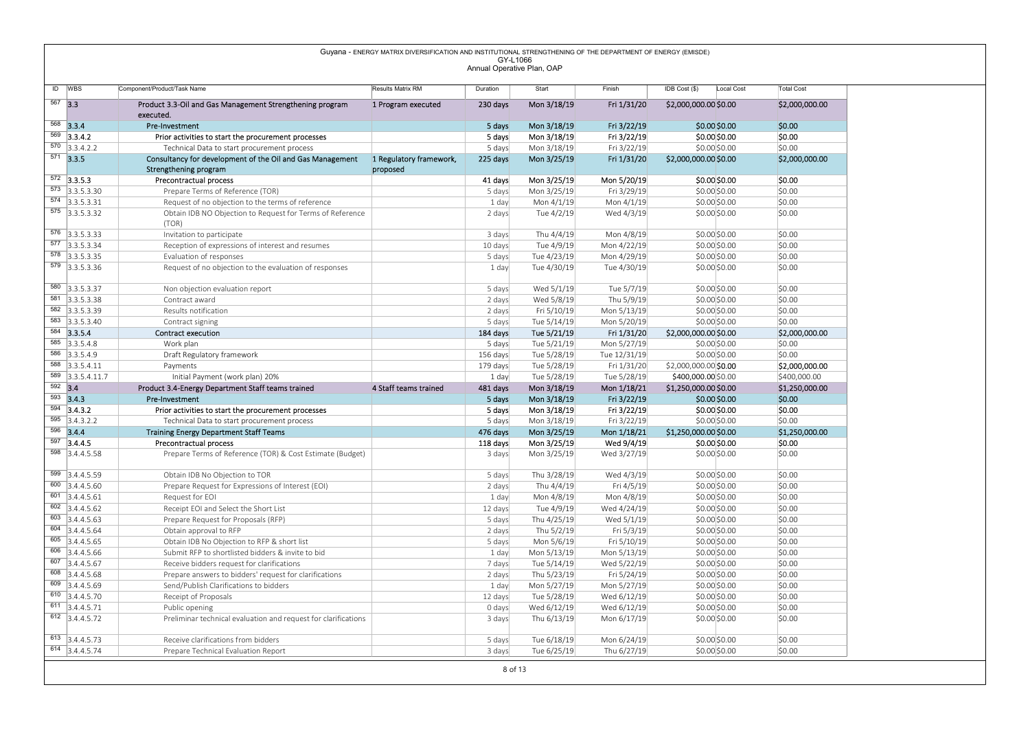Guyana - ENERGY MATRIX DIVERSIFICATION AND INSTITUTIONAL STRENGTHENING OF THE DEPARTMENT OF ENERGY (EMISDE)
GY-L1066
Annual Operative Plan, OAP

| ID | WBS | Component/Product/Task Name | Results Matrix RM | Duration | Start | Finish | IDB Cost ($) | Local Cost | Total Cost |
|---|---|---|---|---|---|---|---|---|---|
| 567 | 3.3 | Product 3.3-Oil and Gas Management Strengthening program executed. | 1 Program executed | 230 days | Mon 3/18/19 | Fri 1/31/20 | $2,000,000.00 | $0.00 | $2,000,000.00 |
| 568 | 3.3.4 | Pre-Investment | | 5 days | Mon 3/18/19 | Fri 3/22/19 | $0.00 | $0.00 | $0.00 |
| 569 | 3.3.4.2 | Prior activities to start the procurement processes | | 5 days | Mon 3/18/19 | Fri 3/22/19 | $0.00 | $0.00 | $0.00 |
| 570 | 3.3.4.2.2 | Technical Data to start procurement process | | 5 days | Mon 3/18/19 | Fri 3/22/19 | $0.00 | $0.00 | $0.00 |
| 571 | 3.3.5 | Consultancy for development of the Oil and Gas Management Strengthening program | 1 Regulatory framework, proposed | 225 days | Mon 3/25/19 | Fri 1/31/20 | $2,000,000.00 | $0.00 | $2,000,000.00 |
| 572 | 3.3.5.3 | Precontractual process | | 41 days | Mon 3/25/19 | Mon 5/20/19 | $0.00 | $0.00 | $0.00 |
| 573 | 3.3.5.3.30 | Prepare Terms of Reference (TOR) | | 5 days | Mon 3/25/19 | Fri 3/29/19 | $0.00 | $0.00 | $0.00 |
| 574 | 3.3.5.3.31 | Request of no objection to the terms of reference | | 1 day | Mon 4/1/19 | Mon 4/1/19 | $0.00 | $0.00 | $0.00 |
| 575 | 3.3.5.3.32 | Obtain IDB NO Objection to Request for Terms of Reference (TOR) | | 2 days | Tue 4/2/19 | Wed 4/3/19 | $0.00 | $0.00 | $0.00 |
| 576 | 3.3.5.3.33 | Invitation to participate | | 3 days | Thu 4/4/19 | Mon 4/8/19 | $0.00 | $0.00 | $0.00 |
| 577 | 3.3.5.3.34 | Reception of expressions of interest and resumes | | 10 days | Tue 4/9/19 | Mon 4/22/19 | $0.00 | $0.00 | $0.00 |
| 578 | 3.3.5.3.35 | Evaluation of responses | | 5 days | Tue 4/23/19 | Mon 4/29/19 | $0.00 | $0.00 | $0.00 |
| 579 | 3.3.5.3.36 | Request of no objection to the evaluation of responses | | 1 day | Tue 4/30/19 | Tue 4/30/19 | $0.00 | $0.00 | $0.00 |
| 580 | 3.3.5.3.37 | Non objection evaluation report | | 5 days | Wed 5/1/19 | Tue 5/7/19 | $0.00 | $0.00 | $0.00 |
| 581 | 3.3.5.3.38 | Contract award | | 2 days | Wed 5/8/19 | Thu 5/9/19 | $0.00 | $0.00 | $0.00 |
| 582 | 3.3.5.3.39 | Results notification | | 2 days | Fri 5/10/19 | Mon 5/13/19 | $0.00 | $0.00 | $0.00 |
| 583 | 3.3.5.3.40 | Contract signing | | 5 days | Tue 5/14/19 | Mon 5/20/19 | $0.00 | $0.00 | $0.00 |
| 584 | 3.3.5.4 | Contract execution | | 184 days | Tue 5/21/19 | Fri 1/31/20 | $2,000,000.00 | $0.00 | $2,000,000.00 |
| 585 | 3.3.5.4.8 | Work plan | | 5 days | Tue 5/21/19 | Mon 5/27/19 | $0.00 | $0.00 | $0.00 |
| 586 | 3.3.5.4.9 | Draft Regulatory framework | | 156 days | Tue 5/28/19 | Tue 12/31/19 | $0.00 | $0.00 | $0.00 |
| 588 | 3.3.5.4.11 | Payments | | 179 days | Tue 5/28/19 | Fri 1/31/20 | $2,000,000.00 | $0.00 | $2,000,000.00 |
| 589 | 3.3.5.4.11.7 | Initial Payment (work plan) 20% | | 1 day | Tue 5/28/19 | Tue 5/28/19 | $400,000.00 | $0.00 | $400,000.00 |
| 592 | 3.4 | Product 3.4-Energy Department Staff teams trained | 4 Staff teams trained | 481 days | Mon 3/18/19 | Mon 1/18/21 | $1,250,000.00 | $0.00 | $1,250,000.00 |
| 593 | 3.4.3 | Pre-Investment | | 5 days | Mon 3/18/19 | Fri 3/22/19 | $0.00 | $0.00 | $0.00 |
| 594 | 3.4.3.2 | Prior activities to start the procurement processes | | 5 days | Mon 3/18/19 | Fri 3/22/19 | $0.00 | $0.00 | $0.00 |
| 595 | 3.4.3.2.2 | Technical Data to start procurement process | | 5 days | Mon 3/18/19 | Fri 3/22/19 | $0.00 | $0.00 | $0.00 |
| 596 | 3.4.4 | Training Energy Department Staff Teams | | 476 days | Mon 3/25/19 | Mon 1/18/21 | $1,250,000.00 | $0.00 | $1,250,000.00 |
| 597 | 3.4.4.5 | Precontractual process | | 118 days | Mon 3/25/19 | Wed 9/4/19 | $0.00 | $0.00 | $0.00 |
| 598 | 3.4.4.5.58 | Prepare Terms of Reference (TOR) & Cost Estimate (Budget) | | 3 days | Mon 3/25/19 | Wed 3/27/19 | $0.00 | $0.00 | $0.00 |
| 599 | 3.4.4.5.59 | Obtain IDB No Objection to TOR | | 5 days | Thu 3/28/19 | Wed 4/3/19 | $0.00 | $0.00 | $0.00 |
| 600 | 3.4.4.5.60 | Prepare Request for Expressions of Interest (EOI) | | 2 days | Thu 4/4/19 | Fri 4/5/19 | $0.00 | $0.00 | $0.00 |
| 601 | 3.4.4.5.61 | Request for EOI | | 1 day | Mon 4/8/19 | Mon 4/8/19 | $0.00 | $0.00 | $0.00 |
| 602 | 3.4.4.5.62 | Receipt EOI and Select the Short List | | 12 days | Tue 4/9/19 | Wed 4/24/19 | $0.00 | $0.00 | $0.00 |
| 603 | 3.4.4.5.63 | Prepare Request for Proposals (RFP) | | 5 days | Thu 4/25/19 | Wed 5/1/19 | $0.00 | $0.00 | $0.00 |
| 604 | 3.4.4.5.64 | Obtain approval to RFP | | 2 days | Thu 5/2/19 | Fri 5/3/19 | $0.00 | $0.00 | $0.00 |
| 605 | 3.4.4.5.65 | Obtain IDB No Objection to RFP & short list | | 5 days | Mon 5/6/19 | Fri 5/10/19 | $0.00 | $0.00 | $0.00 |
| 606 | 3.4.4.5.66 | Submit RFP to shortlisted bidders & invite to bid | | 1 day | Mon 5/13/19 | Mon 5/13/19 | $0.00 | $0.00 | $0.00 |
| 607 | 3.4.4.5.67 | Receive bidders request for clarifications | | 7 days | Tue 5/14/19 | Wed 5/22/19 | $0.00 | $0.00 | $0.00 |
| 608 | 3.4.4.5.68 | Prepare answers to bidders' request for clarifications | | 2 days | Thu 5/23/19 | Fri 5/24/19 | $0.00 | $0.00 | $0.00 |
| 609 | 3.4.4.5.69 | Send/Publish Clarifications to bidders | | 1 day | Mon 5/27/19 | Mon 5/27/19 | $0.00 | $0.00 | $0.00 |
| 610 | 3.4.4.5.70 | Receipt of Proposals | | 12 days | Tue 5/28/19 | Wed 6/12/19 | $0.00 | $0.00 | $0.00 |
| 611 | 3.4.4.5.71 | Public opening | | 0 days | Wed 6/12/19 | Wed 6/12/19 | $0.00 | $0.00 | $0.00 |
| 612 | 3.4.4.5.72 | Preliminar technical evaluation and request for clarifications | | 3 days | Thu 6/13/19 | Mon 6/17/19 | $0.00 | $0.00 | $0.00 |
| 613 | 3.4.4.5.73 | Receive clarifications from bidders | | 5 days | Tue 6/18/19 | Mon 6/24/19 | $0.00 | $0.00 | $0.00 |
| 614 | 3.4.4.5.74 | Prepare Technical Evaluation Report | | 3 days | Tue 6/25/19 | Thu 6/27/19 | $0.00 | $0.00 | $0.00 |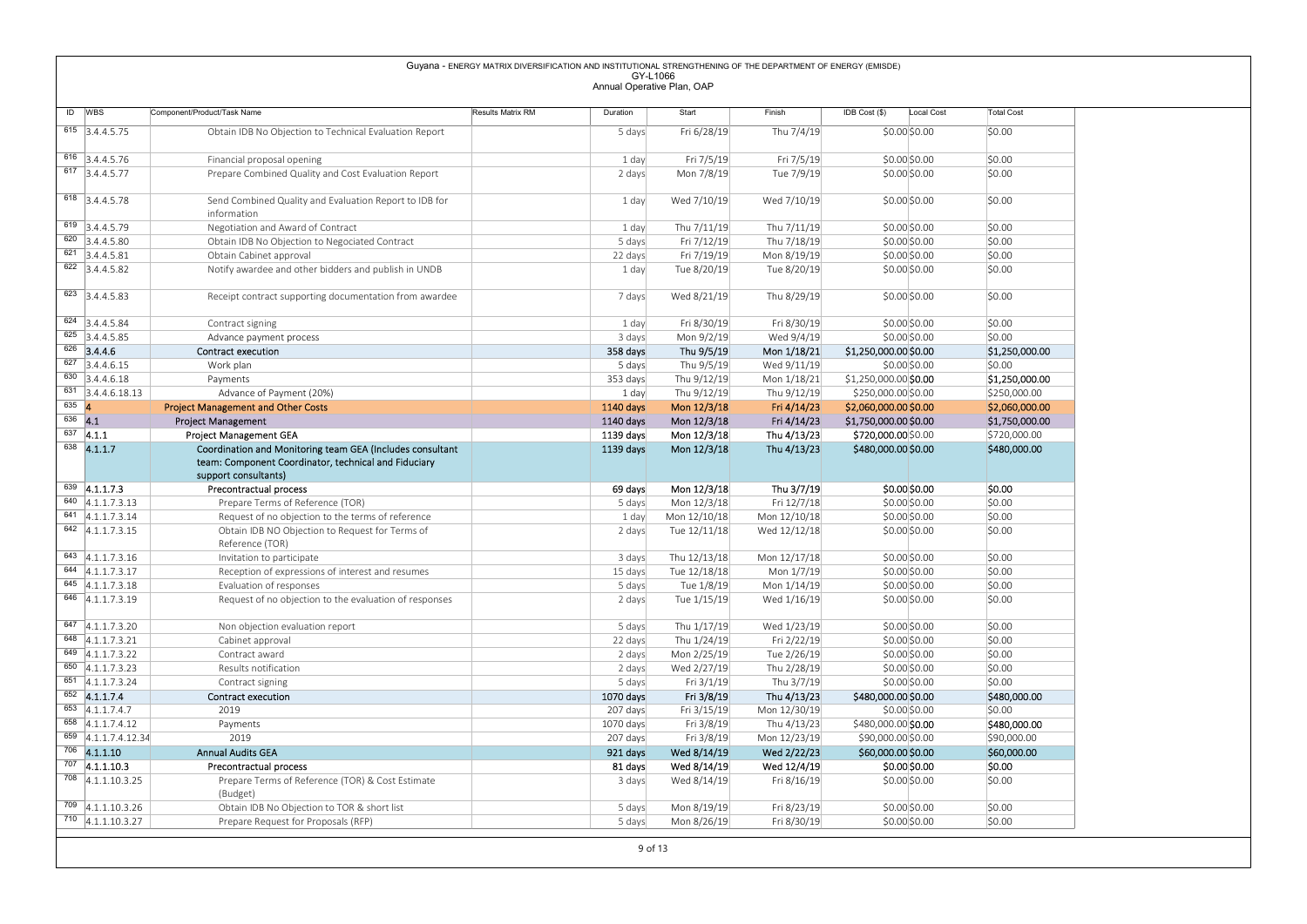Guyana - ENERGY MATRIX DIVERSIFICATION AND INSTITUTIONAL STRENGTHENING OF THE DEPARTMENT OF ENERGY (EMISDE)
GY-L1066
Annual Operative Plan, OAP

| ID | WBS | Component/Product/Task Name | Results Matrix RM | Duration | Start | Finish | IDB Cost ($) | Local Cost | Total Cost |
|---|---|---|---|---|---|---|---|---|---|
| 615 | 3.4.4.5.75 | Obtain IDB No Objection to Technical Evaluation Report | | 5 days | Fri 6/28/19 | Thu 7/4/19 | $0.00 | $0.00 | $0.00 |
| 616 | 3.4.4.5.76 | Financial proposal opening | | 1 day | Fri 7/5/19 | Fri 7/5/19 | $0.00 | $0.00 | $0.00 |
| 617 | 3.4.4.5.77 | Prepare Combined Quality and Cost Evaluation Report | | 2 days | Mon 7/8/19 | Tue 7/9/19 | $0.00 | $0.00 | $0.00 |
| 618 | 3.4.4.5.78 | Send Combined Quality and Evaluation Report to IDB for information | | 1 day | Wed 7/10/19 | Wed 7/10/19 | $0.00 | $0.00 | $0.00 |
| 619 | 3.4.4.5.79 | Negotiation and Award of Contract | | 1 day | Thu 7/11/19 | Thu 7/11/19 | $0.00 | $0.00 | $0.00 |
| 620 | 3.4.4.5.80 | Obtain IDB No Objection to Negociated Contract | | 5 days | Fri 7/12/19 | Thu 7/18/19 | $0.00 | $0.00 | $0.00 |
| 621 | 3.4.4.5.81 | Obtain Cabinet approval | | 22 days | Fri 7/19/19 | Mon 8/19/19 | $0.00 | $0.00 | $0.00 |
| 622 | 3.4.4.5.82 | Notify awardee and other bidders and publish in UNDB | | 1 day | Tue 8/20/19 | Tue 8/20/19 | $0.00 | $0.00 | $0.00 |
| 623 | 3.4.4.5.83 | Receipt contract supporting documentation from awardee | | 7 days | Wed 8/21/19 | Thu 8/29/19 | $0.00 | $0.00 | $0.00 |
| 624 | 3.4.4.5.84 | Contract signing | | 1 day | Fri 8/30/19 | Fri 8/30/19 | $0.00 | $0.00 | $0.00 |
| 625 | 3.4.4.5.85 | Advance payment process | | 3 days | Mon 9/2/19 | Wed 9/4/19 | $0.00 | $0.00 | $0.00 |
| 626 | 3.4.4.6 | Contract execution | | 358 days | Thu 9/5/19 | Mon 1/18/21 | $1,250,000.00 | $0.00 | $1,250,000.00 |
| 627 | 3.4.4.6.15 | Work plan | | 5 days | Thu 9/5/19 | Wed 9/11/19 | $0.00 | $0.00 | $0.00 |
| 630 | 3.4.4.6.18 | Payments | | 353 days | Thu 9/12/19 | Mon 1/18/21 | $1,250,000.00 | $0.00 | $1,250,000.00 |
| 631 | 3.4.4.6.18.13 | Advance of Payment (20%) | | 1 day | Thu 9/12/19 | Thu 9/12/19 | $250,000.00 | $0.00 | $250,000.00 |
| 635 | 4 | Project Management and Other Costs | | 1140 days | Mon 12/3/18 | Fri 4/14/23 | $2,060,000.00 | $0.00 | $2,060,000.00 |
| 636 | 4.1 | Project Management | | 1140 days | Mon 12/3/18 | Fri 4/14/23 | $1,750,000.00 | $0.00 | $1,750,000.00 |
| 637 | 4.1.1 | Project Management GEA | | 1139 days | Mon 12/3/18 | Thu 4/13/23 | $720,000.00 | $0.00 | $720,000.00 |
| 638 | 4.1.1.7 | Coordination and Monitoring team GEA (Includes consultant team: Component Coordinator, technical and Fiduciary support consultants) | | 1139 days | Mon 12/3/18 | Thu 4/13/23 | $480,000.00 | $0.00 | $480,000.00 |
| 639 | 4.1.1.7.3 | Precontractual process | | 69 days | Mon 12/3/18 | Thu 3/7/19 | $0.00 | $0.00 | $0.00 |
| 640 | 4.1.1.7.3.13 | Prepare Terms of Reference (TOR) | | 5 days | Mon 12/3/18 | Fri 12/7/18 | $0.00 | $0.00 | $0.00 |
| 641 | 4.1.1.7.3.14 | Request of no objection to the terms of reference | | 1 day | Mon 12/10/18 | Mon 12/10/18 | $0.00 | $0.00 | $0.00 |
| 642 | 4.1.1.7.3.15 | Obtain IDB NO Objection to Request for Terms of Reference (TOR) | | 2 days | Tue 12/11/18 | Wed 12/12/18 | $0.00 | $0.00 | $0.00 |
| 643 | 4.1.1.7.3.16 | Invitation to participate | | 3 days | Thu 12/13/18 | Mon 12/17/18 | $0.00 | $0.00 | $0.00 |
| 644 | 4.1.1.7.3.17 | Reception of expressions of interest and resumes | | 15 days | Tue 12/18/18 | Mon 1/7/19 | $0.00 | $0.00 | $0.00 |
| 645 | 4.1.1.7.3.18 | Evaluation of responses | | 5 days | Tue 1/8/19 | Mon 1/14/19 | $0.00 | $0.00 | $0.00 |
| 646 | 4.1.1.7.3.19 | Request of no objection to the evaluation of responses | | 2 days | Tue 1/15/19 | Wed 1/16/19 | $0.00 | $0.00 | $0.00 |
| 647 | 4.1.1.7.3.20 | Non objection evaluation report | | 5 days | Thu 1/17/19 | Wed 1/23/19 | $0.00 | $0.00 | $0.00 |
| 648 | 4.1.1.7.3.21 | Cabinet approval | | 22 days | Thu 1/24/19 | Fri 2/22/19 | $0.00 | $0.00 | $0.00 |
| 649 | 4.1.1.7.3.22 | Contract award | | 2 days | Mon 2/25/19 | Tue 2/26/19 | $0.00 | $0.00 | $0.00 |
| 650 | 4.1.1.7.3.23 | Results notification | | 2 days | Wed 2/27/19 | Thu 2/28/19 | $0.00 | $0.00 | $0.00 |
| 651 | 4.1.1.7.3.24 | Contract signing | | 5 days | Fri 3/1/19 | Thu 3/7/19 | $0.00 | $0.00 | $0.00 |
| 652 | 4.1.1.7.4 | Contract execution | | 1070 days | Fri 3/8/19 | Thu 4/13/23 | $480,000.00 | $0.00 | $480,000.00 |
| 653 | 4.1.1.7.4.7 | 2019 | | 207 days | Fri 3/15/19 | Mon 12/30/19 | $0.00 | $0.00 | $0.00 |
| 658 | 4.1.1.7.4.12 | Payments | | 1070 days | Fri 3/8/19 | Thu 4/13/23 | $480,000.00 | $0.00 | $480,000.00 |
| 659 | 4.1.1.7.4.12.34 | 2019 | | 207 days | Fri 3/8/19 | Mon 12/23/19 | $90,000.00 | $0.00 | $90,000.00 |
| 706 | 4.1.1.10 | Annual Audits GEA | | 921 days | Wed 8/14/19 | Wed 2/22/23 | $60,000.00 | $0.00 | $60,000.00 |
| 707 | 4.1.1.10.3 | Precontractual process | | 81 days | Wed 8/14/19 | Wed 12/4/19 | $0.00 | $0.00 | $0.00 |
| 708 | 4.1.1.10.3.25 | Prepare Terms of Reference (TOR) & Cost Estimate (Budget) | | 3 days | Wed 8/14/19 | Fri 8/16/19 | $0.00 | $0.00 | $0.00 |
| 709 | 4.1.1.10.3.26 | Obtain IDB No Objection to TOR & short list | | 5 days | Mon 8/19/19 | Fri 8/23/19 | $0.00 | $0.00 | $0.00 |
| 710 | 4.1.1.10.3.27 | Prepare Request for Proposals (RFP) | | 5 days | Mon 8/26/19 | Fri 8/30/19 | $0.00 | $0.00 | $0.00 |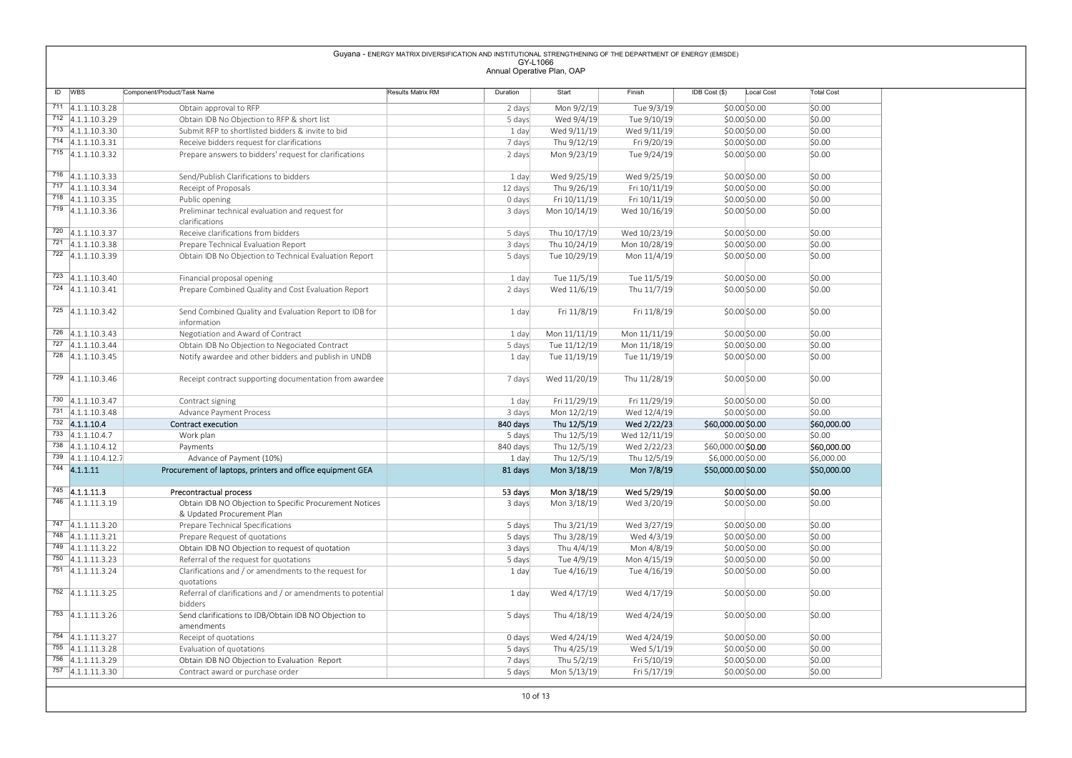Guyana - ENERGY MATRIX DIVERSIFICATION AND INSTITUTIONAL STRENGTHENING OF THE DEPARTMENT OF ENERGY (EMISDE)
GY-L1066
Annual Operative Plan, OAP

| ID | WBS | Component/Product/Task Name | Results Matrix RM | Duration | Start | Finish | IDB Cost ($) | Local Cost | Total Cost |
|---|---|---|---|---|---|---|---|---|---|
| 711 | 4.1.1.10.3.28 | Obtain approval to RFP | | 2 days | Mon 9/2/19 | Tue 9/3/19 | $0.00 | $0.00 | $0.00 |
| 712 | 4.1.1.10.3.29 | Obtain IDB No Objection to RFP & short list | | 5 days | Wed 9/4/19 | Tue 9/10/19 | $0.00 | $0.00 | $0.00 |
| 713 | 4.1.1.10.3.30 | Submit RFP to shortlisted bidders & invite to bid | | 1 day | Wed 9/11/19 | Wed 9/11/19 | $0.00 | $0.00 | $0.00 |
| 714 | 4.1.1.10.3.31 | Receive bidders request for clarifications | | 7 days | Thu 9/12/19 | Fri 9/20/19 | $0.00 | $0.00 | $0.00 |
| 715 | 4.1.1.10.3.32 | Prepare answers to bidders' request for clarifications | | 2 days | Mon 9/23/19 | Tue 9/24/19 | $0.00 | $0.00 | $0.00 |
| 716 | 4.1.1.10.3.33 | Send/Publish Clarifications to bidders | | 1 day | Wed 9/25/19 | Wed 9/25/19 | $0.00 | $0.00 | $0.00 |
| 717 | 4.1.1.10.3.34 | Receipt of Proposals | | 12 days | Thu 9/26/19 | Fri 10/11/19 | $0.00 | $0.00 | $0.00 |
| 718 | 4.1.1.10.3.35 | Public opening | | 0 days | Fri 10/11/19 | Fri 10/11/19 | $0.00 | $0.00 | $0.00 |
| 719 | 4.1.1.10.3.36 | Preliminar technical evaluation and request for clarifications | | 3 days | Mon 10/14/19 | Wed 10/16/19 | $0.00 | $0.00 | $0.00 |
| 720 | 4.1.1.10.3.37 | Receive clarifications from bidders | | 5 days | Thu 10/17/19 | Wed 10/23/19 | $0.00 | $0.00 | $0.00 |
| 721 | 4.1.1.10.3.38 | Prepare Technical Evaluation Report | | 3 days | Thu 10/24/19 | Mon 10/28/19 | $0.00 | $0.00 | $0.00 |
| 722 | 4.1.1.10.3.39 | Obtain IDB No Objection to Technical Evaluation Report | | 5 days | Tue 10/29/19 | Mon 11/4/19 | $0.00 | $0.00 | $0.00 |
| 723 | 4.1.1.10.3.40 | Financial proposal opening | | 1 day | Tue 11/5/19 | Tue 11/5/19 | $0.00 | $0.00 | $0.00 |
| 724 | 4.1.1.10.3.41 | Prepare Combined Quality and Cost Evaluation Report | | 2 days | Wed 11/6/19 | Thu 11/7/19 | $0.00 | $0.00 | $0.00 |
| 725 | 4.1.1.10.3.42 | Send Combined Quality and Evaluation Report to IDB for information | | 1 day | Fri 11/8/19 | Fri 11/8/19 | $0.00 | $0.00 | $0.00 |
| 726 | 4.1.1.10.3.43 | Negotiation and Award of Contract | | 1 day | Mon 11/11/19 | Mon 11/11/19 | $0.00 | $0.00 | $0.00 |
| 727 | 4.1.1.10.3.44 | Obtain IDB No Objection to Negociated Contract | | 5 days | Tue 11/12/19 | Mon 11/18/19 | $0.00 | $0.00 | $0.00 |
| 728 | 4.1.1.10.3.45 | Notify awardee and other bidders and publish in UNDB | | 1 day | Tue 11/19/19 | Tue 11/19/19 | $0.00 | $0.00 | $0.00 |
| 729 | 4.1.1.10.3.46 | Receipt contract supporting documentation from awardee | | 7 days | Wed 11/20/19 | Thu 11/28/19 | $0.00 | $0.00 | $0.00 |
| 730 | 4.1.1.10.3.47 | Contract signing | | 1 day | Fri 11/29/19 | Fri 11/29/19 | $0.00 | $0.00 | $0.00 |
| 731 | 4.1.1.10.3.48 | Advance Payment Process | | 3 days | Mon 12/2/19 | Wed 12/4/19 | $0.00 | $0.00 | $0.00 |
| 732 | 4.1.1.10.4 | Contract execution | | 840 days | Thu 12/5/19 | Wed 2/22/23 | $60,000.00 | $0.00 | $60,000.00 |
| 733 | 4.1.1.10.4.7 | Work plan | | 5 days | Thu 12/5/19 | Wed 12/11/19 | $0.00 | $0.00 | $0.00 |
| 738 | 4.1.1.10.4.12 | Payments | | 840 days | Thu 12/5/19 | Wed 2/22/23 | $60,000.00 | $0.00 | $60,000.00 |
| 739 | 4.1.1.10.4.12.7 | Advance of Payment (10%) | | 1 day | Thu 12/5/19 | Thu 12/5/19 | $6,000.00 | $0.00 | $6,000.00 |
| 744 | 4.1.1.11 | **Procurement of laptops, printers and office equipment GEA** | | **81 days** | **Mon 3/18/19** | **Mon 7/8/19** | **$50,000.00** | **$0.00** | **$50,000.00** |
| 745 | 4.1.1.11.3 | **Precontractual process** | | **53 days** | **Mon 3/18/19** | **Wed 5/29/19** | **$0.00** | **$0.00** | **$0.00** |
| 746 | 4.1.1.11.3.19 | Obtain IDB NO Objection to Specific Procurement Notices & Updated Procurement Plan | | 3 days | Mon 3/18/19 | Wed 3/20/19 | $0.00 | $0.00 | $0.00 |
| 747 | 4.1.1.11.3.20 | Prepare Technical Specifications | | 5 days | Thu 3/21/19 | Wed 3/27/19 | $0.00 | $0.00 | $0.00 |
| 748 | 4.1.1.11.3.21 | Prepare Request of quotations | | 5 days | Thu 3/28/19 | Wed 4/3/19 | $0.00 | $0.00 | $0.00 |
| 749 | 4.1.1.11.3.22 | Obtain IDB NO Objection to request of quotation | | 3 days | Thu 4/4/19 | Mon 4/8/19 | $0.00 | $0.00 | $0.00 |
| 750 | 4.1.1.11.3.23 | Referral of the request for quotations | | 5 days | Tue 4/9/19 | Mon 4/15/19 | $0.00 | $0.00 | $0.00 |
| 751 | 4.1.1.11.3.24 | Clarifications and / or amendments to the request for quotations | | 1 day | Tue 4/16/19 | Tue 4/16/19 | $0.00 | $0.00 | $0.00 |
| 752 | 4.1.1.11.3.25 | Referral of clarifications and / or amendments to potential bidders | | 1 day | Wed 4/17/19 | Wed 4/17/19 | $0.00 | $0.00 | $0.00 |
| 753 | 4.1.1.11.3.26 | Send clarifications to IDB/Obtain IDB NO Objection to amendments | | 5 days | Thu 4/18/19 | Wed 4/24/19 | $0.00 | $0.00 | $0.00 |
| 754 | 4.1.1.11.3.27 | Receipt of quotations | | 0 days | Wed 4/24/19 | Wed 4/24/19 | $0.00 | $0.00 | $0.00 |
| 755 | 4.1.1.11.3.28 | Evaluation of quotations | | 5 days | Thu 4/25/19 | Wed 5/1/19 | $0.00 | $0.00 | $0.00 |
| 756 | 4.1.1.11.3.29 | Obtain IDB NO Objection to Evaluation Report | | 7 days | Thu 5/2/19 | Fri 5/10/19 | $0.00 | $0.00 | $0.00 |
| 757 | 4.1.1.11.3.30 | Contract award or purchase order | | 5 days | Mon 5/13/19 | Fri 5/17/19 | $0.00 | $0.00 | $0.00 |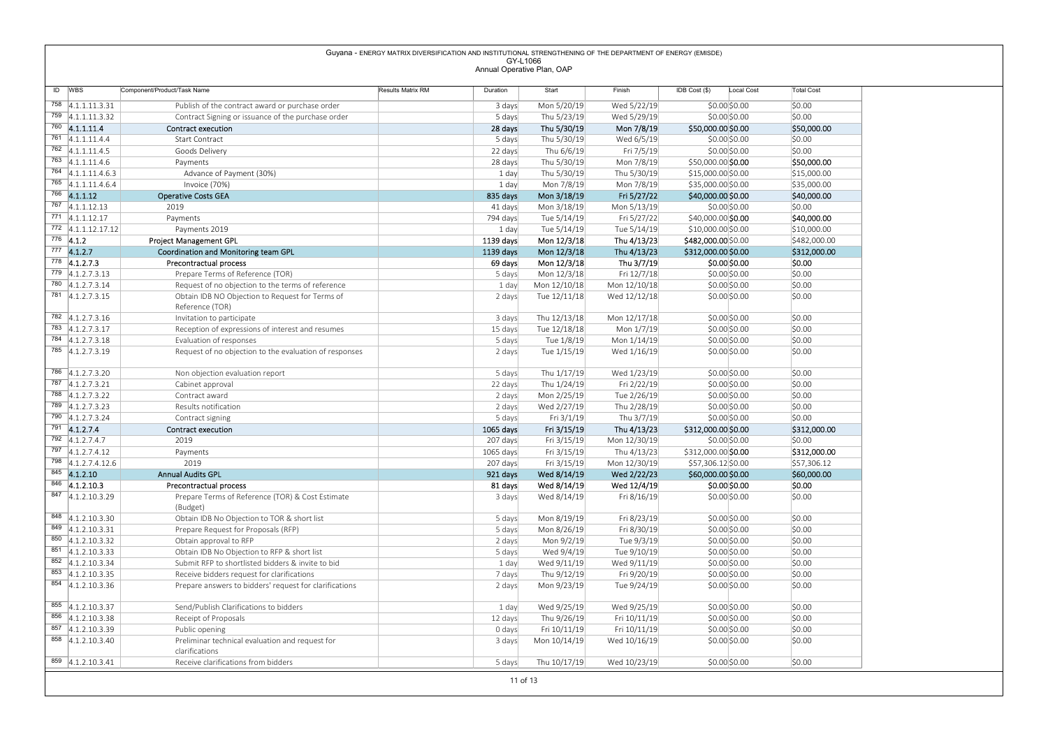Guyana - ENERGY MATRIX DIVERSIFICATION AND INSTITUTIONAL STRENGTHENING OF THE DEPARTMENT OF ENERGY (EMISDE)
GY-L1066
Annual Operative Plan, OAP

| ID | WBS | Component/Product/Task Name | Results Matrix RM | Duration | Start | Finish | IDB Cost ($) | Local Cost | Total Cost |
|---|---|---|---|---|---|---|---|---|---|
| 758 | 4.1.1.11.3.31 | Publish of the contract award or purchase order | | 3 days | Mon 5/20/19 | Wed 5/22/19 | $0.00 | $0.00 | $0.00 |
| 759 | 4.1.1.11.3.32 | Contract Signing or issuance of the purchase order | | 5 days | Thu 5/23/19 | Wed 5/29/19 | $0.00 | $0.00 | $0.00 |
| 760 | 4.1.1.11.4 | Contract execution | | 28 days | Thu 5/30/19 | Mon 7/8/19 | $50,000.00 | $0.00 | $50,000.00 |
| 761 | 4.1.1.11.4.4 | Start Contract | | 5 days | Thu 5/30/19 | Wed 6/5/19 | $0.00 | $0.00 | $0.00 |
| 762 | 4.1.1.11.4.5 | Goods Delivery | | 22 days | Thu 6/6/19 | Fri 7/5/19 | $0.00 | $0.00 | $0.00 |
| 763 | 4.1.1.11.4.6 | Payments | | 28 days | Thu 5/30/19 | Mon 7/8/19 | $50,000.00 | **$0.00** | **$50,000.00** |
| 764 | 4.1.1.11.4.6.3 | Advance of Payment (30%) | | 1 day | Thu 5/30/19 | Thu 5/30/19 | $15,000.00 | $0.00 | $15,000.00 |
| 765 | 4.1.1.11.4.6.4 | Invoice (70%) | | 1 day | Mon 7/8/19 | Mon 7/8/19 | $35,000.00 | $0.00 | $35,000.00 |
| 766 | 4.1.1.12 | Operative Costs GEA | | 835 days | Mon 3/18/19 | Fri 5/27/22 | $40,000.00 | $0.00 | $40,000.00 |
| 767 | 4.1.1.12.13 | 2019 | | 41 days | Mon 3/18/19 | Mon 5/13/19 | $0.00 | $0.00 | $0.00 |
| 771 | 4.1.1.12.17 | Payments | | 794 days | Tue 5/14/19 | Fri 5/27/22 | $40,000.00 | **$0.00** | **$40,000.00** |
| 772 | 4.1.1.12.17.12 | Payments 2019 | | 1 day | Tue 5/14/19 | Tue 5/14/19 | $10,000.00 | $0.00 | $10,000.00 |
| 776 | 4.1.2 | Project Management GPL | | 1139 days | Mon 12/3/18 | Thu 4/13/23 | $482,000.00 | $0.00 | $482,000.00 |
| 777 | 4.1.2.7 | Coordination and Monitoring team GPL | | 1139 days | Mon 12/3/18 | Thu 4/13/23 | $312,000.00 | $0.00 | $312,000.00 |
| 778 | 4.1.2.7.3 | Precontractual process | | 69 days | Mon 12/3/18 | Thu 3/7/19 | $0.00 | $0.00 | $0.00 |
| 779 | 4.1.2.7.3.13 | Prepare Terms of Reference (TOR) | | 5 days | Mon 12/3/18 | Fri 12/7/18 | $0.00 | $0.00 | $0.00 |
| 780 | 4.1.2.7.3.14 | Request of no objection to the terms of reference | | 1 day | Mon 12/10/18 | Mon 12/10/18 | $0.00 | $0.00 | $0.00 |
| 781 | 4.1.2.7.3.15 | Obtain IDB NO Objection to Request for Terms of Reference (TOR) | | 2 days | Tue 12/11/18 | Wed 12/12/18 | $0.00 | $0.00 | $0.00 |
| 782 | 4.1.2.7.3.16 | Invitation to participate | | 3 days | Thu 12/13/18 | Mon 12/17/18 | $0.00 | $0.00 | $0.00 |
| 783 | 4.1.2.7.3.17 | Reception of expressions of interest and resumes | | 15 days | Tue 12/18/18 | Mon 1/7/19 | $0.00 | $0.00 | $0.00 |
| 784 | 4.1.2.7.3.18 | Evaluation of responses | | 5 days | Tue 1/8/19 | Mon 1/14/19 | $0.00 | $0.00 | $0.00 |
| 785 | 4.1.2.7.3.19 | Request of no objection to the evaluation of responses | | 2 days | Tue 1/15/19 | Wed 1/16/19 | $0.00 | $0.00 | $0.00 |
| 786 | 4.1.2.7.3.20 | Non objection evaluation report | | 5 days | Thu 1/17/19 | Wed 1/23/19 | $0.00 | $0.00 | $0.00 |
| 787 | 4.1.2.7.3.21 | Cabinet approval | | 22 days | Thu 1/24/19 | Fri 2/22/19 | $0.00 | $0.00 | $0.00 |
| 788 | 4.1.2.7.3.22 | Contract award | | 2 days | Mon 2/25/19 | Tue 2/26/19 | $0.00 | $0.00 | $0.00 |
| 789 | 4.1.2.7.3.23 | Results notification | | 2 days | Wed 2/27/19 | Thu 2/28/19 | $0.00 | $0.00 | $0.00 |
| 790 | 4.1.2.7.3.24 | Contract signing | | 5 days | Fri 3/1/19 | Thu 3/7/19 | $0.00 | $0.00 | $0.00 |
| 791 | 4.1.2.7.4 | Contract execution | | 1065 days | Fri 3/15/19 | Thu 4/13/23 | $312,000.00 | $0.00 | $312,000.00 |
| 792 | 4.1.2.7.4.7 | 2019 | | 207 days | Fri 3/15/19 | Mon 12/30/19 | $0.00 | $0.00 | $0.00 |
| 797 | 4.1.2.7.4.12 | Payments | | 1065 days | Fri 3/15/19 | Thu 4/13/23 | $312,000.00 | **$0.00** | **$312,000.00** |
| 798 | 4.1.2.7.4.12.6 | 2019 | | 207 days | Fri 3/15/19 | Mon 12/30/19 | $57,306.12 | $0.00 | $57,306.12 |
| 845 | 4.1.2.10 | Annual Audits GPL | | 921 days | Wed 8/14/19 | Wed 2/22/23 | $60,000.00 | $0.00 | $60,000.00 |
| 846 | 4.1.2.10.3 | Precontractual process | | 81 days | Wed 8/14/19 | Wed 12/4/19 | $0.00 | $0.00 | $0.00 |
| 847 | 4.1.2.10.3.29 | Prepare Terms of Reference (TOR) & Cost Estimate (Budget) | | 3 days | Wed 8/14/19 | Fri 8/16/19 | $0.00 | $0.00 | $0.00 |
| 848 | 4.1.2.10.3.30 | Obtain IDB No Objection to TOR & short list | | 5 days | Mon 8/19/19 | Fri 8/23/19 | $0.00 | $0.00 | $0.00 |
| 849 | 4.1.2.10.3.31 | Prepare Request for Proposals (RFP) | | 5 days | Mon 8/26/19 | Fri 8/30/19 | $0.00 | $0.00 | $0.00 |
| 850 | 4.1.2.10.3.32 | Obtain approval to RFP | | 2 days | Mon 9/2/19 | Tue 9/3/19 | $0.00 | $0.00 | $0.00 |
| 851 | 4.1.2.10.3.33 | Obtain IDB No Objection to RFP & short list | | 5 days | Wed 9/4/19 | Tue 9/10/19 | $0.00 | $0.00 | $0.00 |
| 852 | 4.1.2.10.3.34 | Submit RFP to shortlisted bidders & invite to bid | | 1 day | Wed 9/11/19 | Wed 9/11/19 | $0.00 | $0.00 | $0.00 |
| 853 | 4.1.2.10.3.35 | Receive bidders request for clarifications | | 7 days | Thu 9/12/19 | Fri 9/20/19 | $0.00 | $0.00 | $0.00 |
| 854 | 4.1.2.10.3.36 | Prepare answers to bidders' request for clarifications | | 2 days | Mon 9/23/19 | Tue 9/24/19 | $0.00 | $0.00 | $0.00 |
| 855 | 4.1.2.10.3.37 | Send/Publish Clarifications to bidders | | 1 day | Wed 9/25/19 | Wed 9/25/19 | $0.00 | $0.00 | $0.00 |
| 856 | 4.1.2.10.3.38 | Receipt of Proposals | | 12 days | Thu 9/26/19 | Fri 10/11/19 | $0.00 | $0.00 | $0.00 |
| 857 | 4.1.2.10.3.39 | Public opening | | 0 days | Fri 10/11/19 | Fri 10/11/19 | $0.00 | $0.00 | $0.00 |
| 858 | 4.1.2.10.3.40 | Preliminar technical evaluation and request for clarifications | | 3 days | Mon 10/14/19 | Wed 10/16/19 | $0.00 | $0.00 | $0.00 |
| 859 | 4.1.2.10.3.41 | Receive clarifications from bidders | | 5 days | Thu 10/17/19 | Wed 10/23/19 | $0.00 | $0.00 | $0.00 |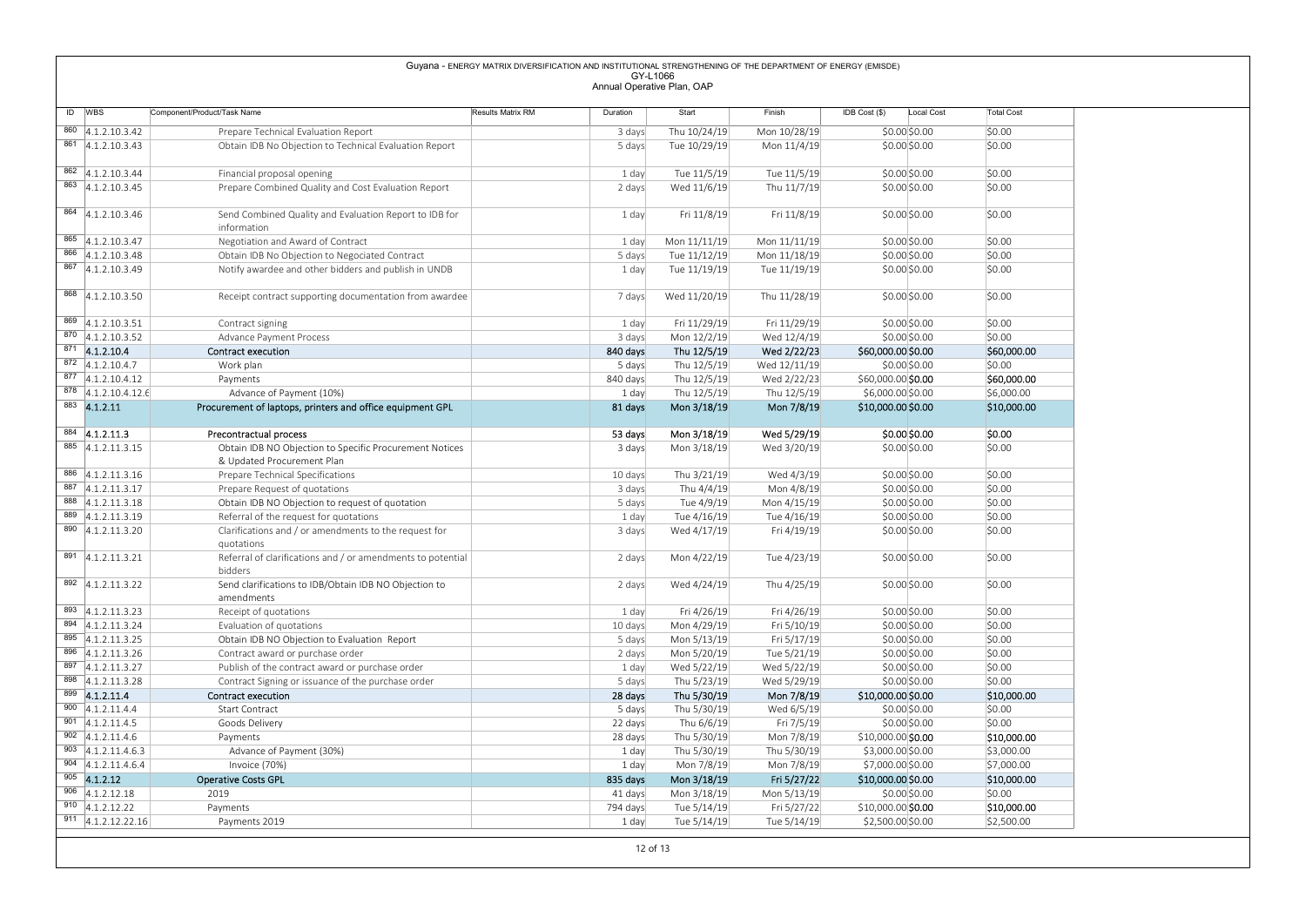Guyana - ENERGY MATRIX DIVERSIFICATION AND INSTITUTIONAL STRENGTHENING OF THE DEPARTMENT OF ENERGY (EMISDE)
GY-L1066
Annual Operative Plan, OAP

| ID | WBS | Component/Product/Task Name | Results Matrix RM | Duration | Start | Finish | IDB Cost ($) | Local Cost | Total Cost |
|---|---|---|---|---|---|---|---|---|---|
| 860 | 4.1.2.10.3.42 | Prepare Technical Evaluation Report | | 3 days | Thu 10/24/19 | Mon 10/28/19 | $0.00 | $0.00 | $0.00 |
| 861 | 4.1.2.10.3.43 | Obtain IDB No Objection to Technical Evaluation Report | | 5 days | Tue 10/29/19 | Mon 11/4/19 | $0.00 | $0.00 | $0.00 |
| 862 | 4.1.2.10.3.44 | Financial proposal opening | | 1 day | Tue 11/5/19 | Tue 11/5/19 | $0.00 | $0.00 | $0.00 |
| 863 | 4.1.2.10.3.45 | Prepare Combined Quality and Cost Evaluation Report | | 2 days | Wed 11/6/19 | Thu 11/7/19 | $0.00 | $0.00 | $0.00 |
| 864 | 4.1.2.10.3.46 | Send Combined Quality and Evaluation Report to IDB for information | | 1 day | Fri 11/8/19 | Fri 11/8/19 | $0.00 | $0.00 | $0.00 |
| 865 | 4.1.2.10.3.47 | Negotiation and Award of Contract | | 1 day | Mon 11/11/19 | Mon 11/11/19 | $0.00 | $0.00 | $0.00 |
| 866 | 4.1.2.10.3.48 | Obtain IDB No Objection to Negociated Contract | | 5 days | Tue 11/12/19 | Mon 11/18/19 | $0.00 | $0.00 | $0.00 |
| 867 | 4.1.2.10.3.49 | Notify awardee and other bidders and publish in UNDB | | 1 day | Tue 11/19/19 | Tue 11/19/19 | $0.00 | $0.00 | $0.00 |
| 868 | 4.1.2.10.3.50 | Receipt contract supporting documentation from awardee | | 7 days | Wed 11/20/19 | Thu 11/28/19 | $0.00 | $0.00 | $0.00 |
| 869 | 4.1.2.10.3.51 | Contract signing | | 1 day | Fri 11/29/19 | Fri 11/29/19 | $0.00 | $0.00 | $0.00 |
| 870 | 4.1.2.10.3.52 | Advance Payment Process | | 3 days | Mon 12/2/19 | Wed 12/4/19 | $0.00 | $0.00 | $0.00 |
| 871 | **4.1.2.10.4** | **Contract execution** | | **840 days** | **Thu 12/5/19** | **Wed 2/22/23** | **$60,000.00** | **$0.00** | **$60,000.00** |
| 872 | 4.1.2.10.4.7 | Work plan | | 5 days | Thu 12/5/19 | Wed 12/11/19 | $0.00 | $0.00 | $0.00 |
| 877 | 4.1.2.10.4.12 | Payments | | 840 days | Thu 12/5/19 | Wed 2/22/23 | $60,000.00 | **$0.00** | **$60,000.00** |
| 878 | 4.1.2.10.4.12.6 | Advance of Payment (10%) | | 1 day | Thu 12/5/19 | Thu 12/5/19 | $6,000.00 | $0.00 | $6,000.00 |
| 883 | **4.1.2.11** | **Procurement of laptops, printers and office equipment GPL** | | **81 days** | **Mon 3/18/19** | **Mon 7/8/19** | **$10,000.00** | **$0.00** | **$10,000.00** |
| 884 | **4.1.2.11.3** | **Precontractual process** | | **53 days** | **Mon 3/18/19** | **Wed 5/29/19** | **$0.00** | **$0.00** | **$0.00** |
| 885 | 4.1.2.11.3.15 | Obtain IDB NO Objection to Specific Procurement Notices & Updated Procurement Plan | | 3 days | Mon 3/18/19 | Wed 3/20/19 | $0.00 | $0.00 | $0.00 |
| 886 | 4.1.2.11.3.16 | Prepare Technical Specifications | | 10 days | Thu 3/21/19 | Wed 4/3/19 | $0.00 | $0.00 | $0.00 |
| 887 | 4.1.2.11.3.17 | Prepare Request of quotations | | 3 days | Thu 4/4/19 | Mon 4/8/19 | $0.00 | $0.00 | $0.00 |
| 888 | 4.1.2.11.3.18 | Obtain IDB NO Objection to request of quotation | | 5 days | Tue 4/9/19 | Mon 4/15/19 | $0.00 | $0.00 | $0.00 |
| 889 | 4.1.2.11.3.19 | Referral of the request for quotations | | 1 day | Tue 4/16/19 | Tue 4/16/19 | $0.00 | $0.00 | $0.00 |
| 890 | 4.1.2.11.3.20 | Clarifications and / or amendments to the request for quotations | | 3 days | Wed 4/17/19 | Fri 4/19/19 | $0.00 | $0.00 | $0.00 |
| 891 | 4.1.2.11.3.21 | Referral of clarifications and / or amendments to potential bidders | | 2 days | Mon 4/22/19 | Tue 4/23/19 | $0.00 | $0.00 | $0.00 |
| 892 | 4.1.2.11.3.22 | Send clarifications to IDB/Obtain IDB NO Objection to amendments | | 2 days | Wed 4/24/19 | Thu 4/25/19 | $0.00 | $0.00 | $0.00 |
| 893 | 4.1.2.11.3.23 | Receipt of quotations | | 1 day | Fri 4/26/19 | Fri 4/26/19 | $0.00 | $0.00 | $0.00 |
| 894 | 4.1.2.11.3.24 | Evaluation of quotations | | 10 days | Mon 4/29/19 | Fri 5/10/19 | $0.00 | $0.00 | $0.00 |
| 895 | 4.1.2.11.3.25 | Obtain IDB NO Objection to Evaluation Report | | 5 days | Mon 5/13/19 | Fri 5/17/19 | $0.00 | $0.00 | $0.00 |
| 896 | 4.1.2.11.3.26 | Contract award or purchase order | | 2 days | Mon 5/20/19 | Tue 5/21/19 | $0.00 | $0.00 | $0.00 |
| 897 | 4.1.2.11.3.27 | Publish of the contract award or purchase order | | 1 day | Wed 5/22/19 | Wed 5/22/19 | $0.00 | $0.00 | $0.00 |
| 898 | 4.1.2.11.3.28 | Contract Signing or issuance of the purchase order | | 5 days | Thu 5/23/19 | Wed 5/29/19 | $0.00 | $0.00 | $0.00 |
| 899 | **4.1.2.11.4** | **Contract execution** | | **28 days** | **Thu 5/30/19** | **Mon 7/8/19** | **$10,000.00** | **$0.00** | **$10,000.00** |
| 900 | 4.1.2.11.4.4 | Start Contract | | 5 days | Thu 5/30/19 | Wed 6/5/19 | $0.00 | $0.00 | $0.00 |
| 901 | 4.1.2.11.4.5 | Goods Delivery | | 22 days | Thu 6/6/19 | Fri 7/5/19 | $0.00 | $0.00 | $0.00 |
| 902 | 4.1.2.11.4.6 | Payments | | 28 days | Thu 5/30/19 | Mon 7/8/19 | $10,000.00 | **$0.00** | **$10,000.00** |
| 903 | 4.1.2.11.4.6.3 | Advance of Payment (30%) | | 1 day | Thu 5/30/19 | Thu 5/30/19 | $3,000.00 | $0.00 | $3,000.00 |
| 904 | 4.1.2.11.4.6.4 | Invoice (70%) | | 1 day | Mon 7/8/19 | Mon 7/8/19 | $7,000.00 | $0.00 | $7,000.00 |
| 905 | **4.1.2.12** | **Operative Costs GPL** | | **835 days** | **Mon 3/18/19** | **Fri 5/27/22** | **$10,000.00** | **$0.00** | **$10,000.00** |
| 906 | 4.1.2.12.18 | 2019 | | 41 days | Mon 3/18/19 | Mon 5/13/19 | $0.00 | $0.00 | $0.00 |
| 910 | 4.1.2.12.22 | Payments | | 794 days | Tue 5/14/19 | Fri 5/27/22 | $10,000.00 | **$0.00** | **$10,000.00** |
| 911 | 4.1.2.12.22.16 | Payments 2019 | | 1 day | Tue 5/14/19 | Tue 5/14/19 | $2,500.00 | $0.00 | $2,500.00 |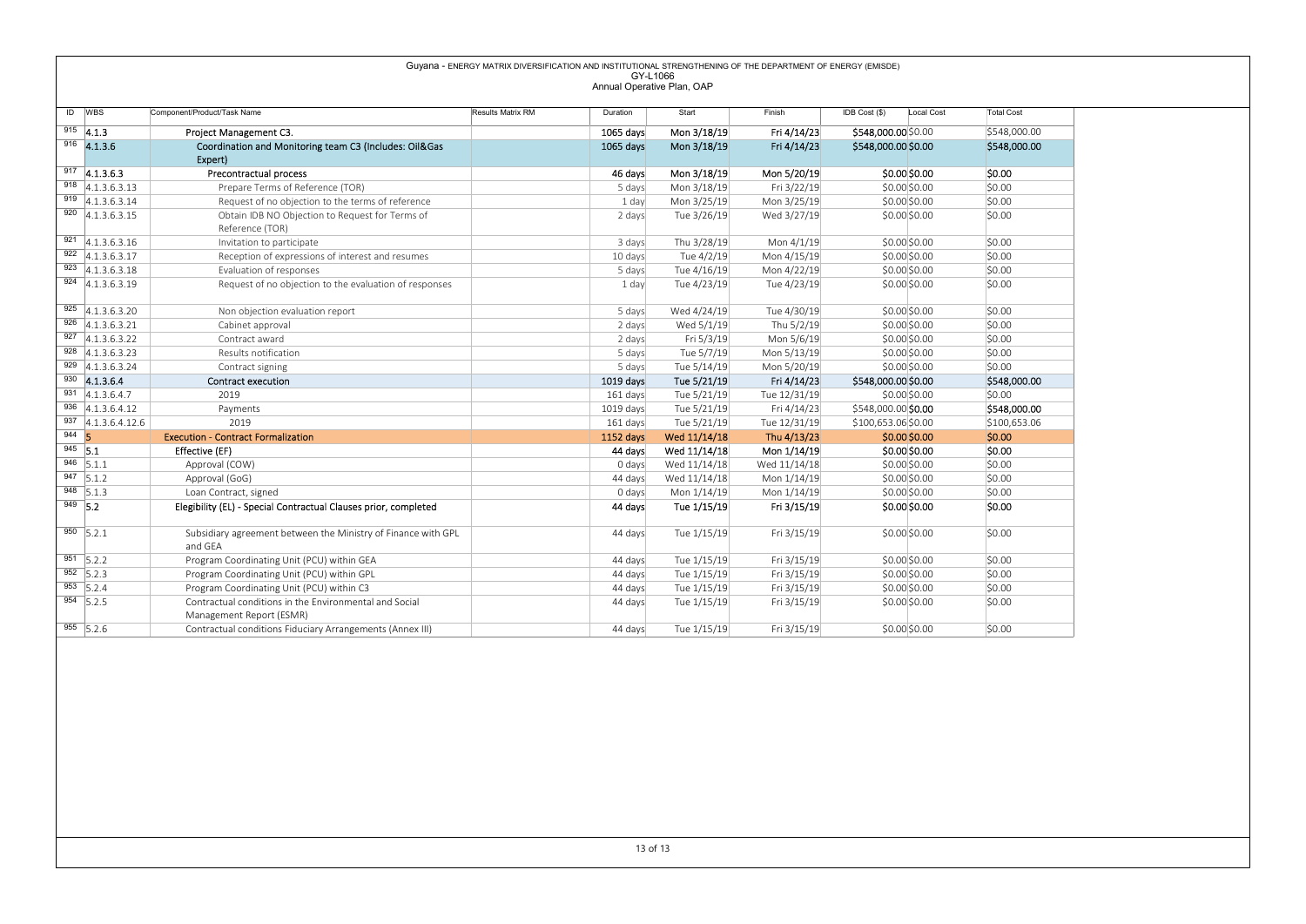Guyana - ENERGY MATRIX DIVERSIFICATION AND INSTITUTIONAL STRENGTHENING OF THE DEPARTMENT OF ENERGY (EMISDE)
GY-L1066
Annual Operative Plan, OAP

| ID | WBS | Component/Product/Task Name | Results Matrix RM | Duration | Start | Finish | IDB Cost ($) | Local Cost | Total Cost |
|---|---|---|---|---|---|---|---|---|---|
| 915 | 4.1.3 | Project Management C3. | | 1065 days | Mon 3/18/19 | Fri 4/14/23 | $548,000.00 | $0.00 | $548,000.00 |
| 916 | 4.1.3.6 | Coordination and Monitoring team C3 (Includes: Oil&Gas Expert) | | 1065 days | Mon 3/18/19 | Fri 4/14/23 | $548,000.00 | $0.00 | $548,000.00 |
| 917 | 4.1.3.6.3 | Precontractual process | | 46 days | Mon 3/18/19 | Mon 5/20/19 | $0.00 | $0.00 | $0.00 |
| 918 | 4.1.3.6.3.13 | Prepare Terms of Reference (TOR) | | 5 days | Mon 3/18/19 | Fri 3/22/19 | $0.00 | $0.00 | $0.00 |
| 919 | 4.1.3.6.3.14 | Request of no objection to the terms of reference | | 1 day | Mon 3/25/19 | Mon 3/25/19 | $0.00 | $0.00 | $0.00 |
| 920 | 4.1.3.6.3.15 | Obtain IDB NO Objection to Request for Terms of Reference (TOR) | | 2 days | Tue 3/26/19 | Wed 3/27/19 | $0.00 | $0.00 | $0.00 |
| 921 | 4.1.3.6.3.16 | Invitation to participate | | 3 days | Thu 3/28/19 | Mon 4/1/19 | $0.00 | $0.00 | $0.00 |
| 922 | 4.1.3.6.3.17 | Reception of expressions of interest and resumes | | 10 days | Tue 4/2/19 | Mon 4/15/19 | $0.00 | $0.00 | $0.00 |
| 923 | 4.1.3.6.3.18 | Evaluation of responses | | 5 days | Tue 4/16/19 | Mon 4/22/19 | $0.00 | $0.00 | $0.00 |
| 924 | 4.1.3.6.3.19 | Request of no objection to the evaluation of responses | | 1 day | Tue 4/23/19 | Tue 4/23/19 | $0.00 | $0.00 | $0.00 |
| 925 | 4.1.3.6.3.20 | Non objection evaluation report | | 5 days | Wed 4/24/19 | Tue 4/30/19 | $0.00 | $0.00 | $0.00 |
| 926 | 4.1.3.6.3.21 | Cabinet approval | | 2 days | Wed 5/1/19 | Thu 5/2/19 | $0.00 | $0.00 | $0.00 |
| 927 | 4.1.3.6.3.22 | Contract award | | 2 days | Fri 5/3/19 | Mon 5/6/19 | $0.00 | $0.00 | $0.00 |
| 928 | 4.1.3.6.3.23 | Results notification | | 5 days | Tue 5/7/19 | Mon 5/13/19 | $0.00 | $0.00 | $0.00 |
| 929 | 4.1.3.6.3.24 | Contract signing | | 5 days | Tue 5/14/19 | Mon 5/20/19 | $0.00 | $0.00 | $0.00 |
| 930 | 4.1.3.6.4 | Contract execution | | 1019 days | Tue 5/21/19 | Fri 4/14/23 | $548,000.00 | $0.00 | $548,000.00 |
| 931 | 4.1.3.6.4.7 | 2019 | | 161 days | Tue 5/21/19 | Tue 12/31/19 | $0.00 | $0.00 | $0.00 |
| 936 | 4.1.3.6.4.12 | Payments | | 1019 days | Tue 5/21/19 | Fri 4/14/23 | $548,000.00 | $0.00 | $548,000.00 |
| 937 | 4.1.3.6.4.12.6 | 2019 | | 161 days | Tue 5/21/19 | Tue 12/31/19 | $100,653.06 | $0.00 | $100,653.06 |
| 944 | 5 | Execution - Contract Formalization | | 1152 days | Wed 11/14/18 | Thu 4/13/23 | $0.00 | $0.00 | $0.00 |
| 945 | 5.1 | Effective (EF) | | 44 days | Wed 11/14/18 | Mon 1/14/19 | $0.00 | $0.00 | $0.00 |
| 946 | 5.1.1 | Approval (COW) | | 0 days | Wed 11/14/18 | Wed 11/14/18 | $0.00 | $0.00 | $0.00 |
| 947 | 5.1.2 | Approval (GoG) | | 44 days | Wed 11/14/18 | Mon 1/14/19 | $0.00 | $0.00 | $0.00 |
| 948 | 5.1.3 | Loan Contract, signed | | 0 days | Mon 1/14/19 | Mon 1/14/19 | $0.00 | $0.00 | $0.00 |
| 949 | 5.2 | Elegibility (EL) - Special Contractual Clauses prior, completed | | 44 days | Tue 1/15/19 | Fri 3/15/19 | $0.00 | $0.00 | $0.00 |
| 950 | 5.2.1 | Subsidiary agreement between the Ministry of Finance with GPL and GEA | | 44 days | Tue 1/15/19 | Fri 3/15/19 | $0.00 | $0.00 | $0.00 |
| 951 | 5.2.2 | Program Coordinating Unit (PCU) within GEA | | 44 days | Tue 1/15/19 | Fri 3/15/19 | $0.00 | $0.00 | $0.00 |
| 952 | 5.2.3 | Program Coordinating Unit (PCU) within GPL | | 44 days | Tue 1/15/19 | Fri 3/15/19 | $0.00 | $0.00 | $0.00 |
| 953 | 5.2.4 | Program Coordinating Unit (PCU) within C3 | | 44 days | Tue 1/15/19 | Fri 3/15/19 | $0.00 | $0.00 | $0.00 |
| 954 | 5.2.5 | Contractual conditions in the Environmental and Social Management Report (ESMR) | | 44 days | Tue 1/15/19 | Fri 3/15/19 | $0.00 | $0.00 | $0.00 |
| 955 | 5.2.6 | Contractual conditions Fiduciary Arrangements (Annex III) | | 44 days | Tue 1/15/19 | Fri 3/15/19 | $0.00 | $0.00 | $0.00 |